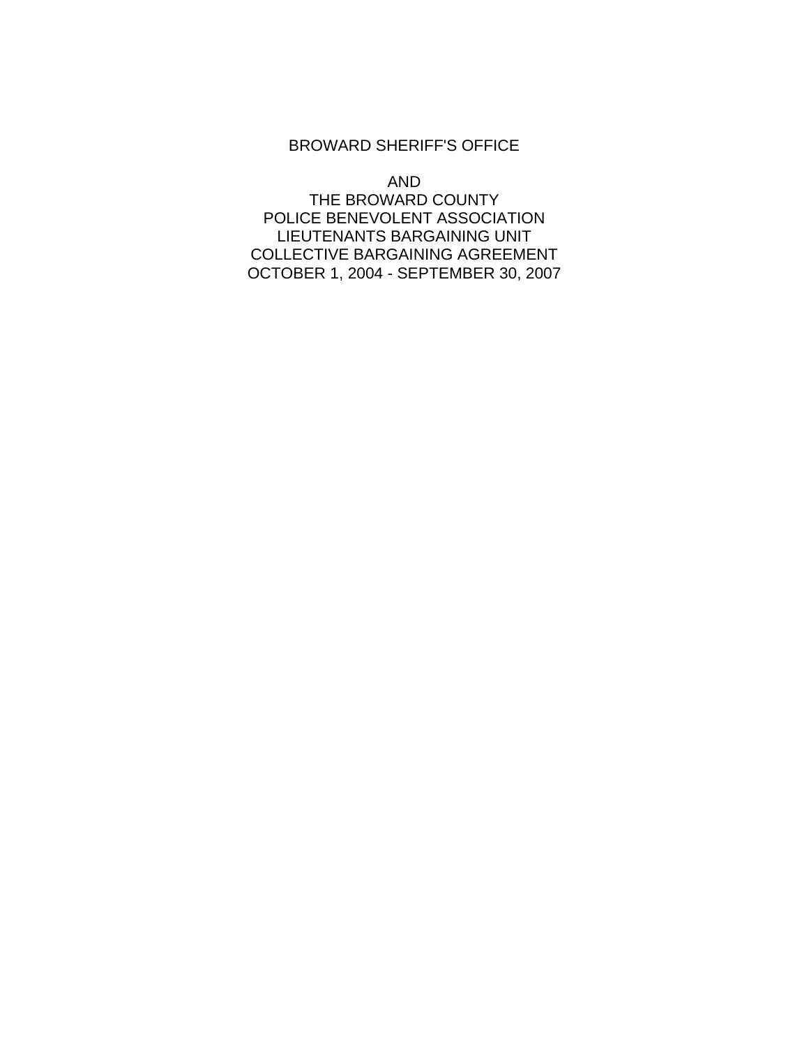# BROWARD SHERIFF'S OFFICE

AND

THE BROWARD COUNTY
POLICE BENEVOLENT ASSOCIATION
LIEUTENANTS BARGAINING UNIT
COLLECTIVE BARGAINING AGREEMENT
OCTOBER 1, 2004 - SEPTEMBER 30, 2007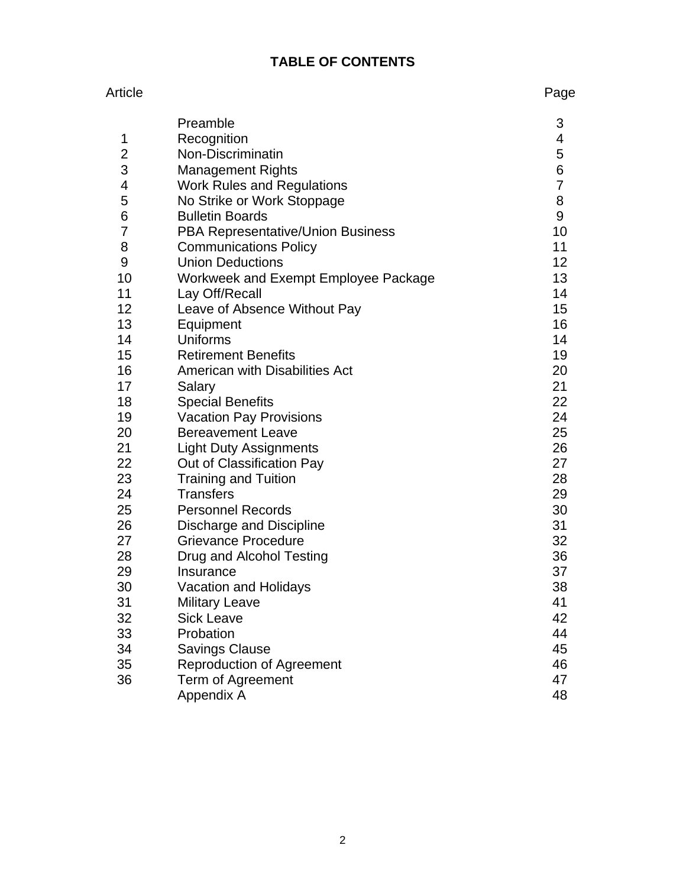# TABLE OF CONTENTS

| Article | | Page |
|---|---|---|
| | Preamble | 3 |
| 1 | Recognition | 4 |
| 2 | Non-Discriminatin | 5 |
| 3 | Management Rights | 6 |
| 4 | Work Rules and Regulations | 7 |
| 5 | No Strike or Work Stoppage | 8 |
| 6 | Bulletin Boards | 9 |
| 7 | PBA Representative/Union Business | 10 |
| 8 | Communications Policy | 11 |
| 9 | Union Deductions | 12 |
| 10 | Workweek and Exempt Employee Package | 13 |
| 11 | Lay Off/Recall | 14 |
| 12 | Leave of Absence Without Pay | 15 |
| 13 | Equipment | 16 |
| 14 | Uniforms | 14 |
| 15 | Retirement Benefits | 19 |
| 16 | American with Disabilities Act | 20 |
| 17 | Salary | 21 |
| 18 | Special Benefits | 22 |
| 19 | Vacation Pay Provisions | 24 |
| 20 | Bereavement Leave | 25 |
| 21 | Light Duty Assignments | 26 |
| 22 | Out of Classification Pay | 27 |
| 23 | Training and Tuition | 28 |
| 24 | Transfers | 29 |
| 25 | Personnel Records | 30 |
| 26 | Discharge and Discipline | 31 |
| 27 | Grievance Procedure | 32 |
| 28 | Drug and Alcohol Testing | 36 |
| 29 | Insurance | 37 |
| 30 | Vacation and Holidays | 38 |
| 31 | Military Leave | 41 |
| 32 | Sick Leave | 42 |
| 33 | Probation | 44 |
| 34 | Savings Clause | 45 |
| 35 | Reproduction of Agreement | 46 |
| 36 | Term of Agreement | 47 |
| | Appendix A | 48 |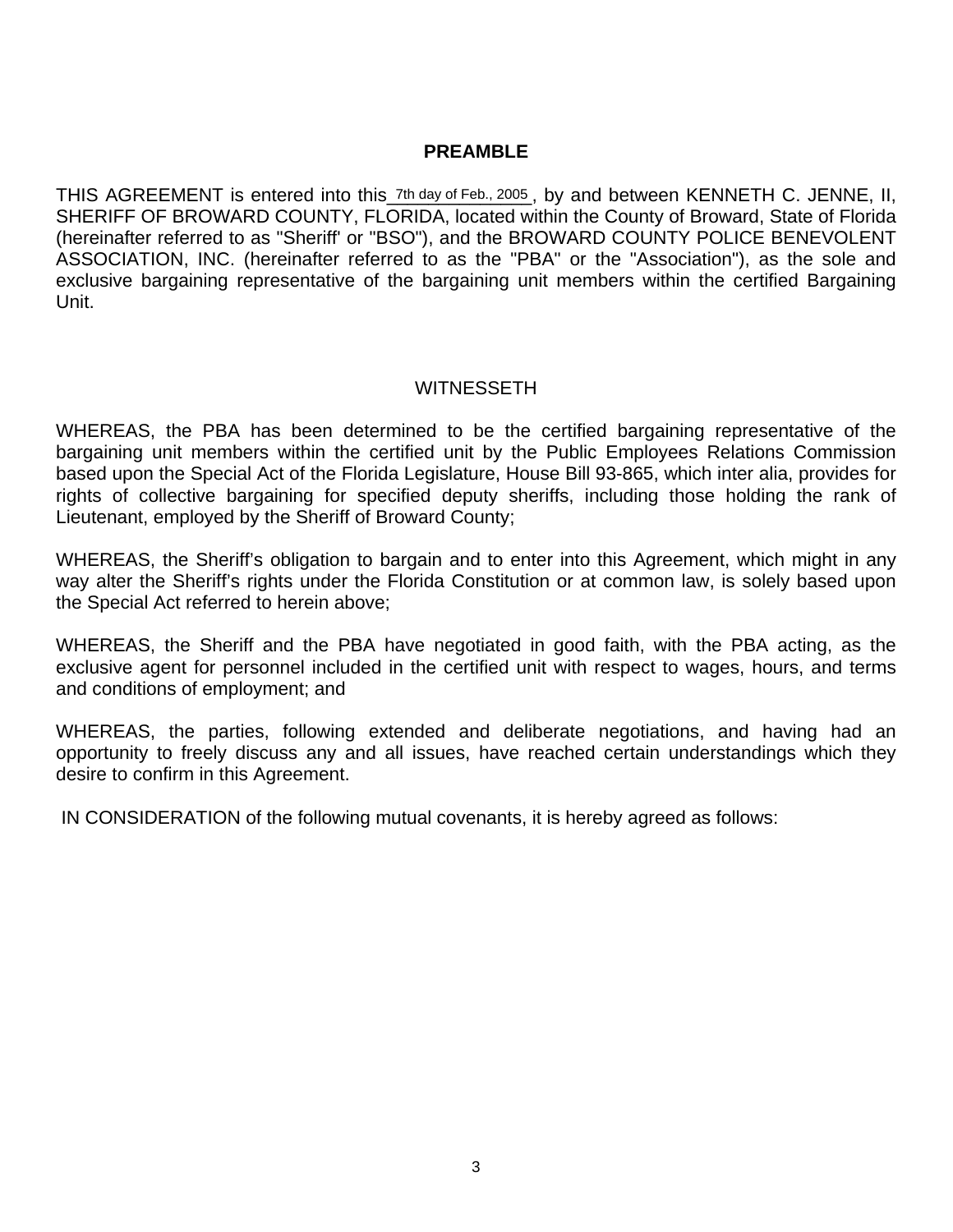## PREAMBLE

THIS AGREEMENT is entered into this 7th day of Feb., 2005, by and between KENNETH C. JENNE, II, SHERIFF OF BROWARD COUNTY, FLORIDA, located within the County of Broward, State of Florida (hereinafter referred to as "Sheriff' or "BSO"), and the BROWARD COUNTY POLICE BENEVOLENT ASSOCIATION, INC. (hereinafter referred to as the "PBA" or the "Association"), as the sole and exclusive bargaining representative of the bargaining unit members within the certified Bargaining Unit.

WITNESSETH

WHEREAS, the PBA has been determined to be the certified bargaining representative of the bargaining unit members within the certified unit by the Public Employees Relations Commission based upon the Special Act of the Florida Legislature, House Bill 93-865, which inter alia, provides for rights of collective bargaining for specified deputy sheriffs, including those holding the rank of Lieutenant, employed by the Sheriff of Broward County;

WHEREAS, the Sheriff's obligation to bargain and to enter into this Agreement, which might in any way alter the Sheriff's rights under the Florida Constitution or at common law, is solely based upon the Special Act referred to herein above;

WHEREAS, the Sheriff and the PBA have negotiated in good faith, with the PBA acting, as the exclusive agent for personnel included in the certified unit with respect to wages, hours, and terms and conditions of employment; and

WHEREAS, the parties, following extended and deliberate negotiations, and having had an opportunity to freely discuss any and all issues, have reached certain understandings which they desire to confirm in this Agreement.

IN CONSIDERATION of the following mutual covenants, it is hereby agreed as follows: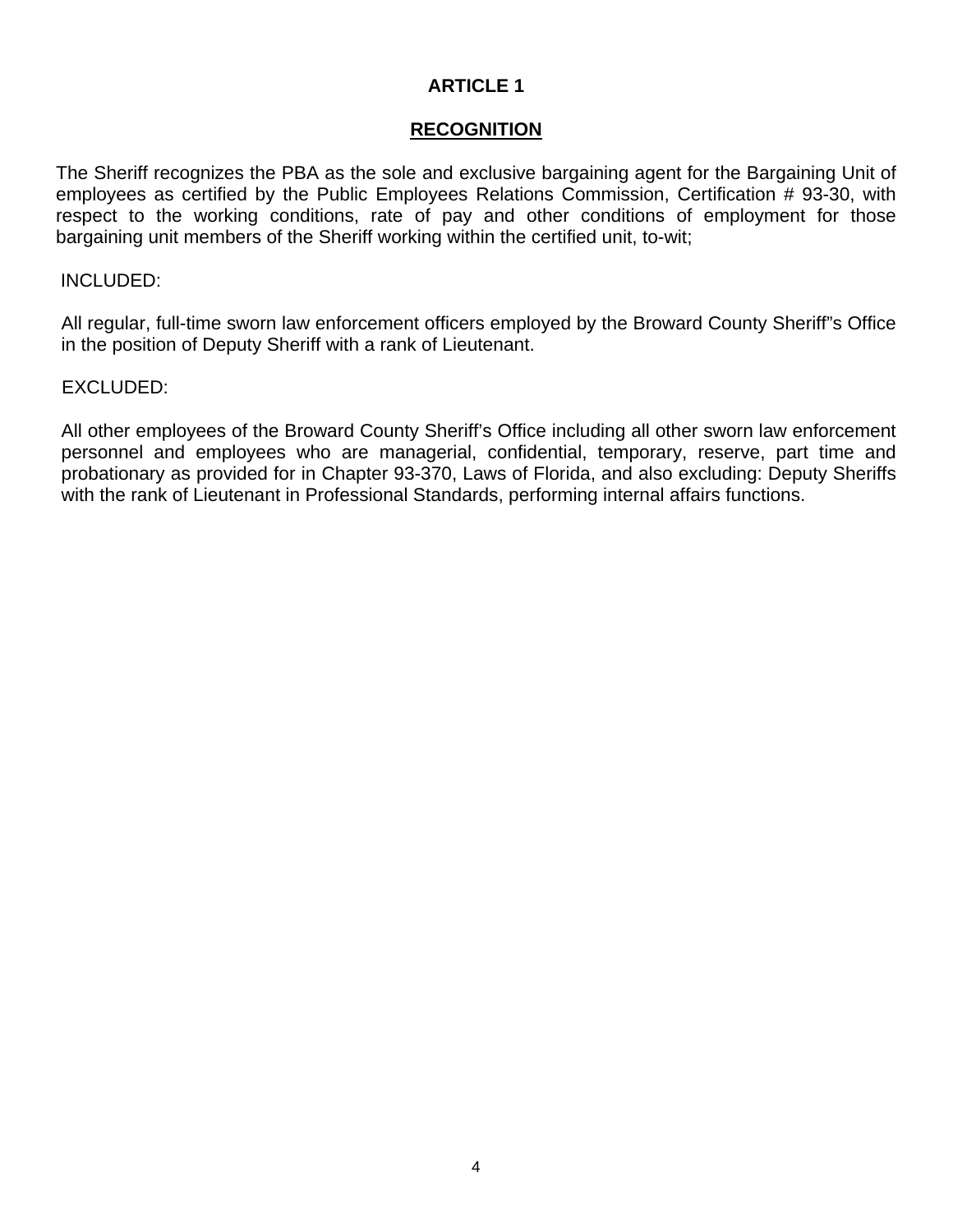# ARTICLE 1

## RECOGNITION

The Sheriff recognizes the PBA as the sole and exclusive bargaining agent for the Bargaining Unit of employees as certified by the Public Employees Relations Commission, Certification # 93-30, with respect to the working conditions, rate of pay and other conditions of employment for those bargaining unit members of the Sheriff working within the certified unit, to-wit;

INCLUDED:

All regular, full-time sworn law enforcement officers employed by the Broward County Sheriff"s Office in the position of Deputy Sheriff with a rank of Lieutenant.

EXCLUDED:

All other employees of the Broward County Sheriff's Office including all other sworn law enforcement personnel and employees who are managerial, confidential, temporary, reserve, part time and probationary as provided for in Chapter 93-370, Laws of Florida, and also excluding: Deputy Sheriffs with the rank of Lieutenant in Professional Standards, performing internal affairs functions.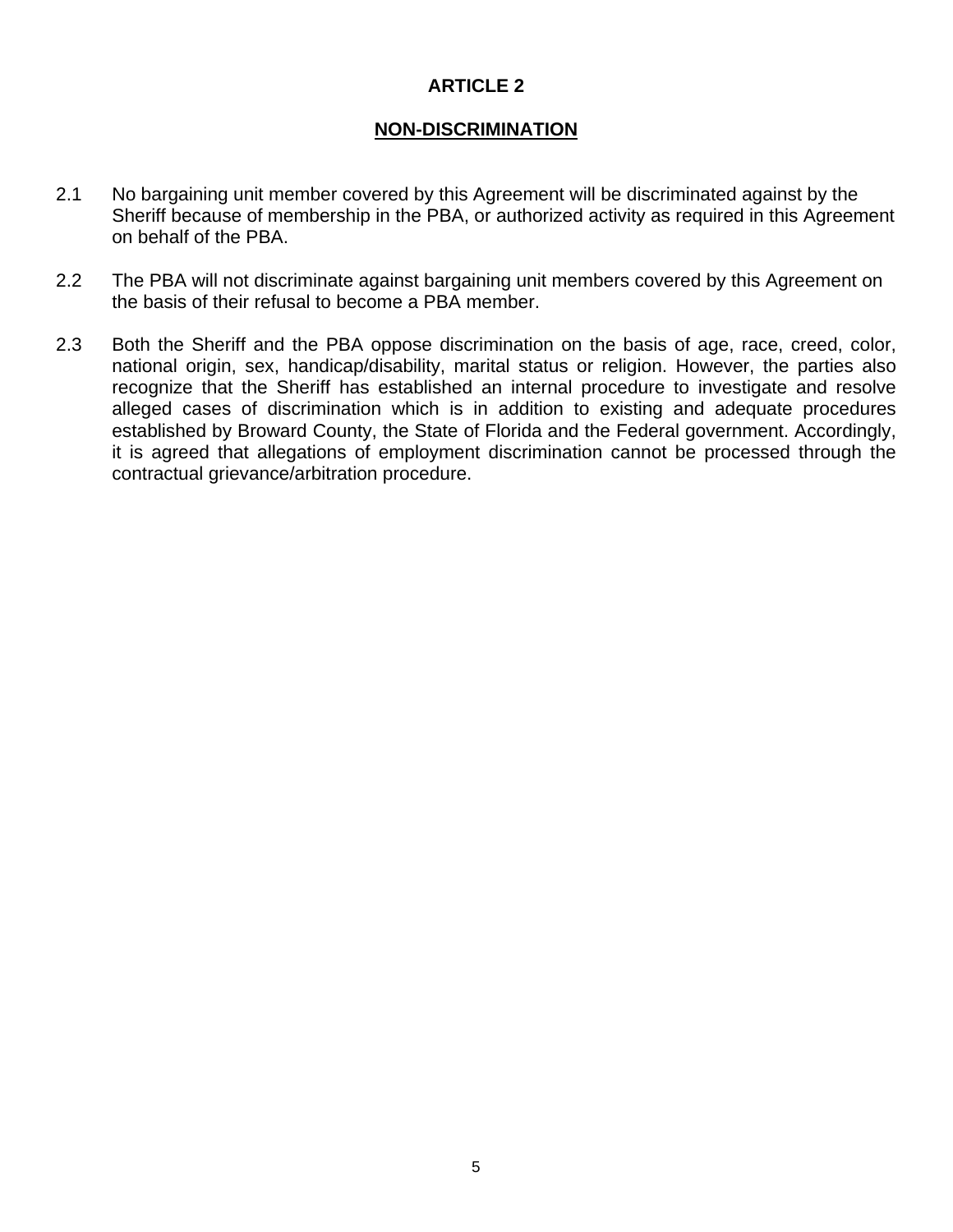# ARTICLE 2

## NON-DISCRIMINATION

2.1 No bargaining unit member covered by this Agreement will be discriminated against by the Sheriff because of membership in the PBA, or authorized activity as required in this Agreement on behalf of the PBA.

2.2 The PBA will not discriminate against bargaining unit members covered by this Agreement on the basis of their refusal to become a PBA member.

2.3 Both the Sheriff and the PBA oppose discrimination on the basis of age, race, creed, color, national origin, sex, handicap/disability, marital status or religion. However, the parties also recognize that the Sheriff has established an internal procedure to investigate and resolve alleged cases of discrimination which is in addition to existing and adequate procedures established by Broward County, the State of Florida and the Federal government. Accordingly, it is agreed that allegations of employment discrimination cannot be processed through the contractual grievance/arbitration procedure.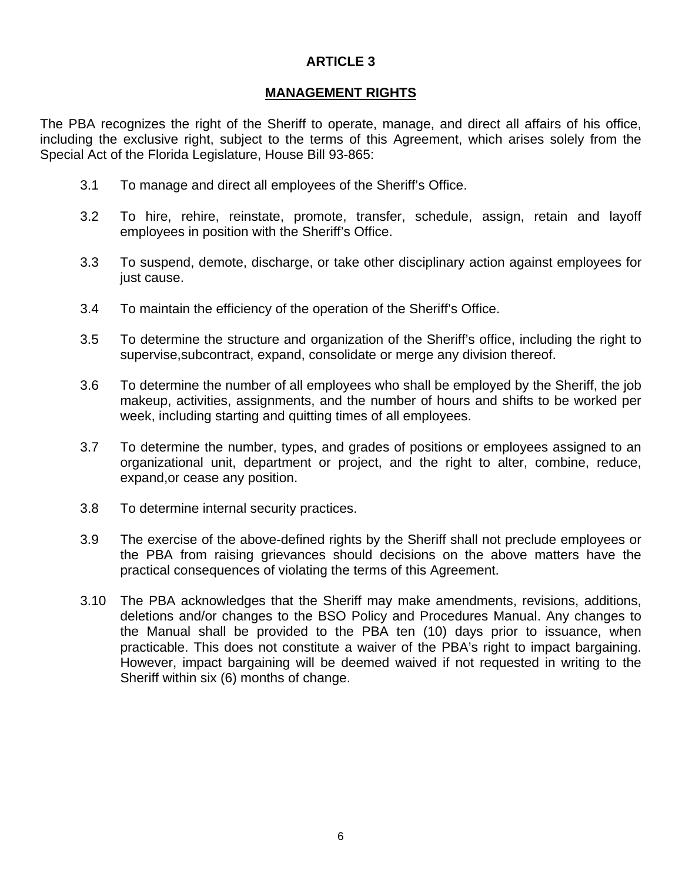# ARTICLE 3

## MANAGEMENT RIGHTS

The PBA recognizes the right of the Sheriff to operate, manage, and direct all affairs of his office, including the exclusive right, subject to the terms of this Agreement, which arises solely from the Special Act of the Florida Legislature, House Bill 93-865:

3.1 To manage and direct all employees of the Sheriff's Office.

3.2 To hire, rehire, reinstate, promote, transfer, schedule, assign, retain and layoff employees in position with the Sheriff's Office.

3.3 To suspend, demote, discharge, or take other disciplinary action against employees for just cause.

3.4 To maintain the efficiency of the operation of the Sheriff's Office.

3.5 To determine the structure and organization of the Sheriff's office, including the right to supervise,subcontract, expand, consolidate or merge any division thereof.

3.6 To determine the number of all employees who shall be employed by the Sheriff, the job makeup, activities, assignments, and the number of hours and shifts to be worked per week, including starting and quitting times of all employees.

3.7 To determine the number, types, and grades of positions or employees assigned to an organizational unit, department or project, and the right to alter, combine, reduce, expand,or cease any position.

3.8 To determine internal security practices.

3.9 The exercise of the above-defined rights by the Sheriff shall not preclude employees or the PBA from raising grievances should decisions on the above matters have the practical consequences of violating the terms of this Agreement.

3.10 The PBA acknowledges that the Sheriff may make amendments, revisions, additions, deletions and/or changes to the BSO Policy and Procedures Manual. Any changes to the Manual shall be provided to the PBA ten (10) days prior to issuance, when practicable. This does not constitute a waiver of the PBA's right to impact bargaining. However, impact bargaining will be deemed waived if not requested in writing to the Sheriff within six (6) months of change.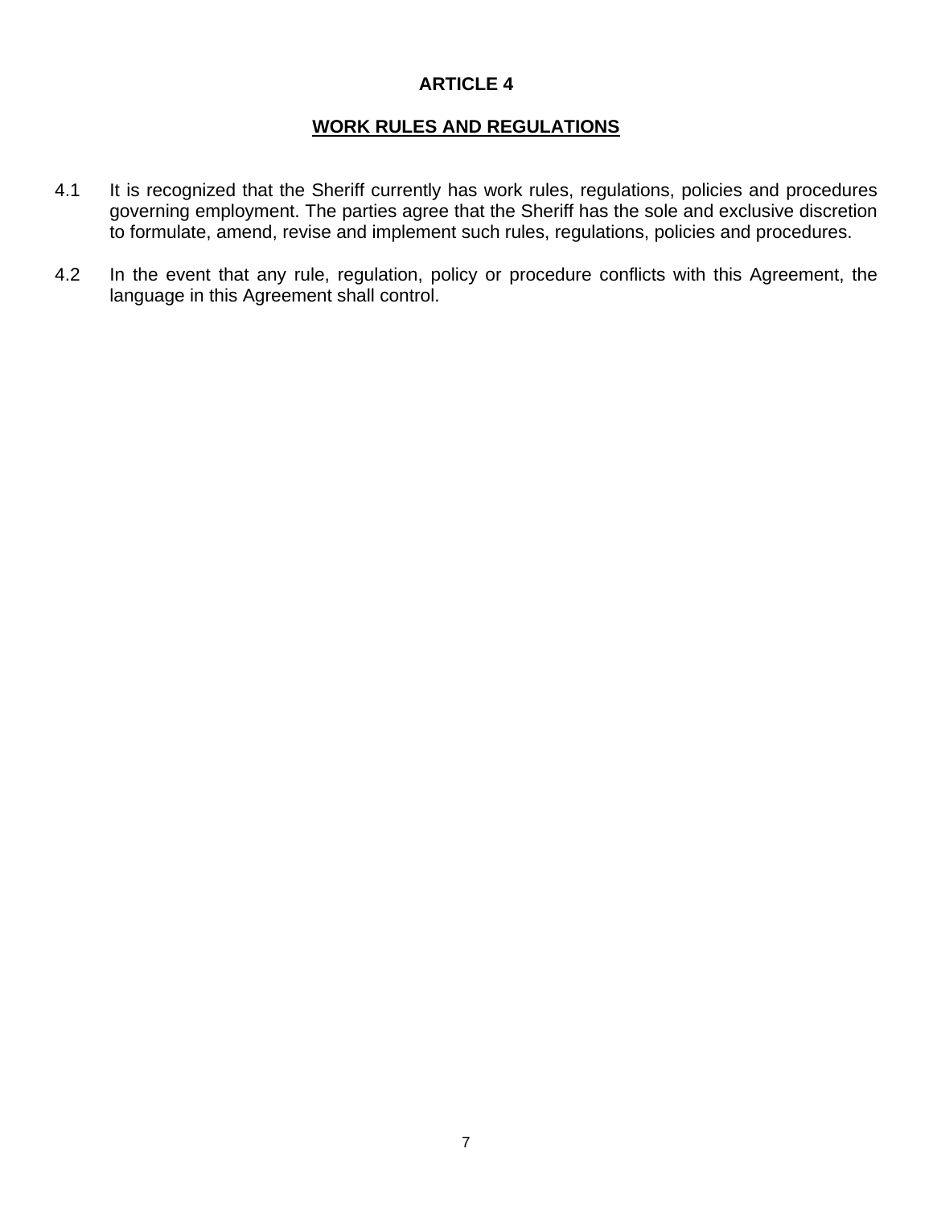# ARTICLE 4

## WORK RULES AND REGULATIONS

4.1 It is recognized that the Sheriff currently has work rules, regulations, policies and procedures governing employment. The parties agree that the Sheriff has the sole and exclusive discretion to formulate, amend, revise and implement such rules, regulations, policies and procedures.

4.2 In the event that any rule, regulation, policy or procedure conflicts with this Agreement, the language in this Agreement shall control.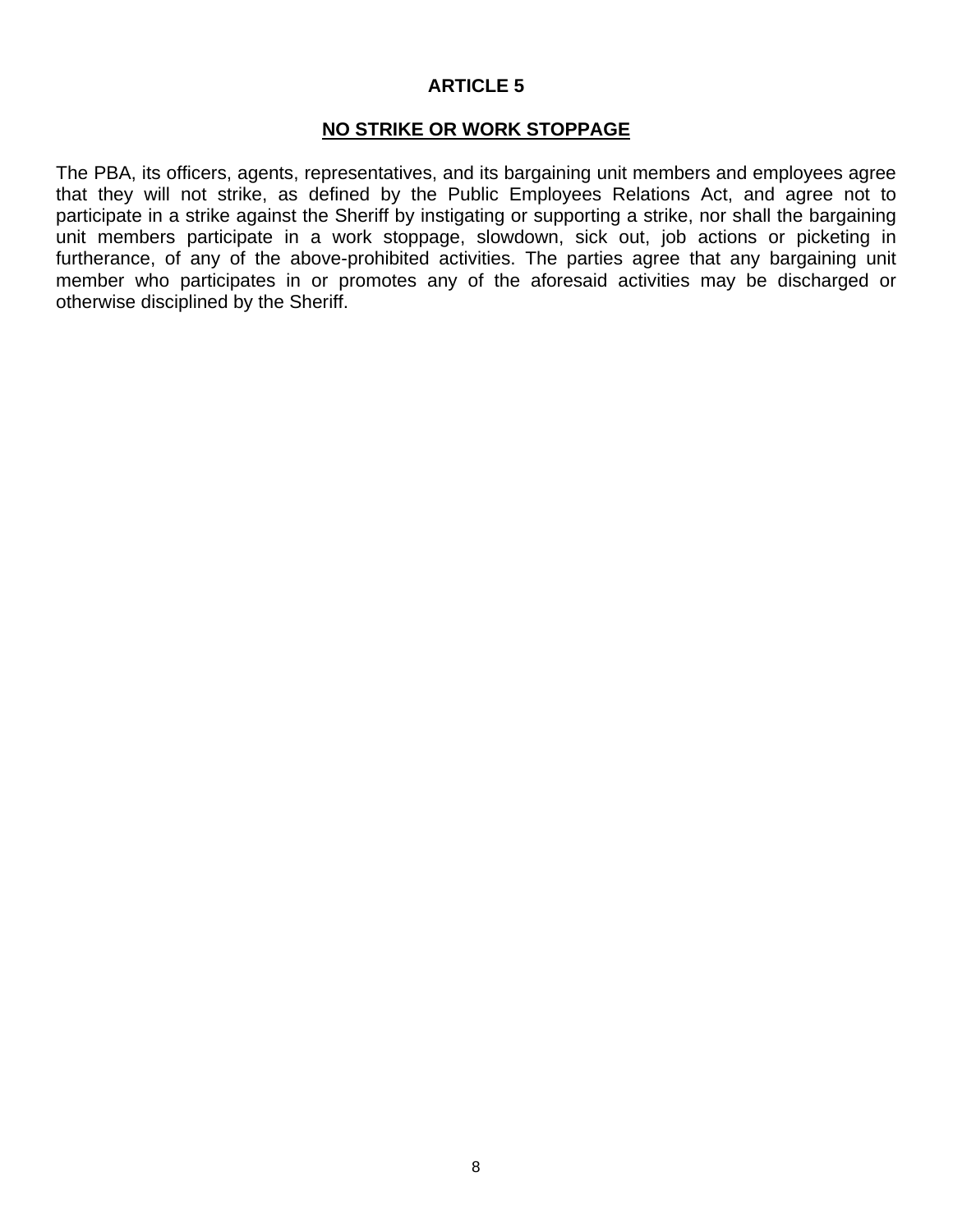# ARTICLE 5

## NO STRIKE OR WORK STOPPAGE

The PBA, its officers, agents, representatives, and its bargaining unit members and employees agree that they will not strike, as defined by the Public Employees Relations Act, and agree not to participate in a strike against the Sheriff by instigating or supporting a strike, nor shall the bargaining unit members participate in a work stoppage, slowdown, sick out, job actions or picketing in furtherance, of any of the above-prohibited activities. The parties agree that any bargaining unit member who participates in or promotes any of the aforesaid activities may be discharged or otherwise disciplined by the Sheriff.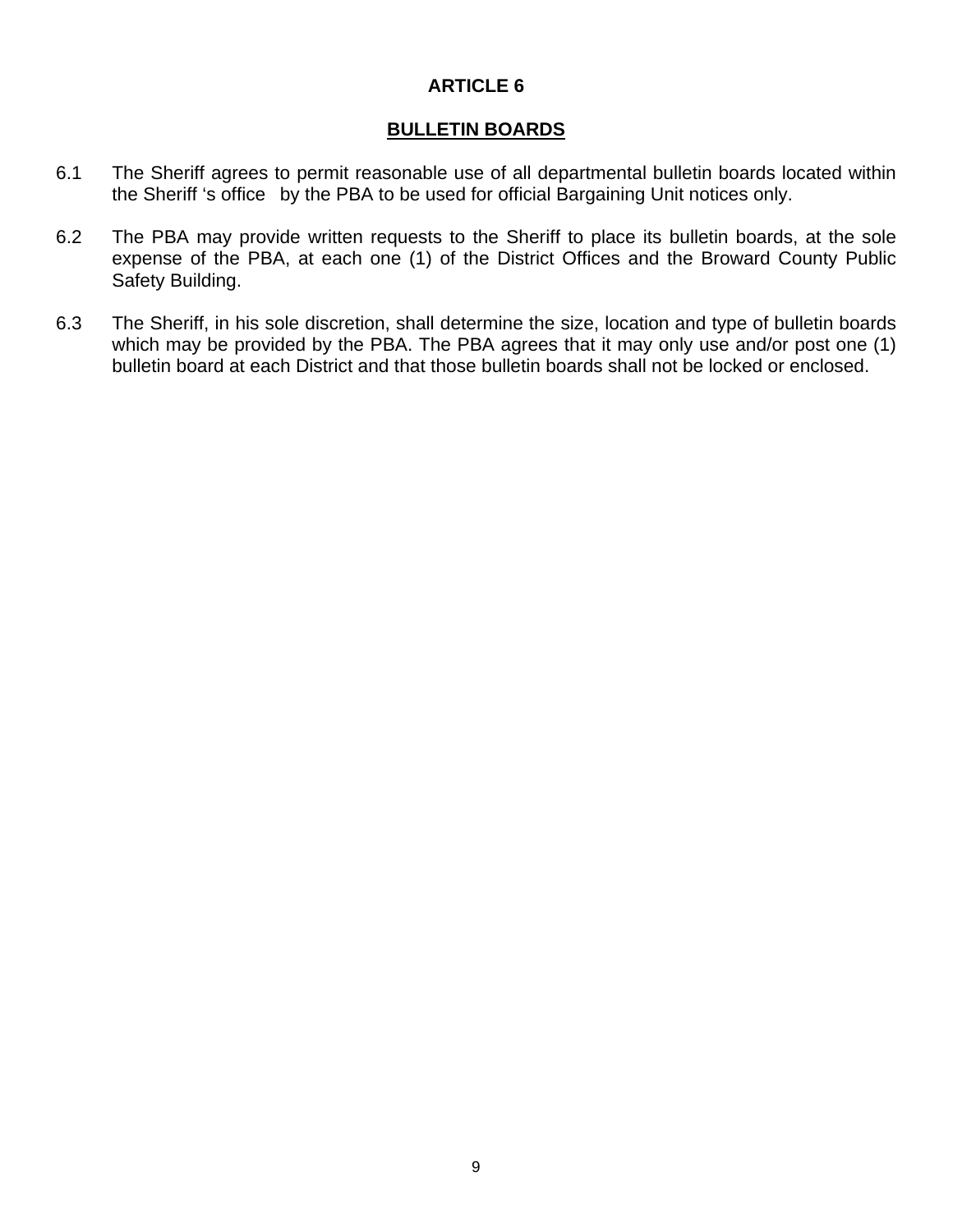# ARTICLE 6

## BULLETIN BOARDS

6.1 The Sheriff agrees to permit reasonable use of all departmental bulletin boards located within the Sheriff 's office by the PBA to be used for official Bargaining Unit notices only.

6.2 The PBA may provide written requests to the Sheriff to place its bulletin boards, at the sole expense of the PBA, at each one (1) of the District Offices and the Broward County Public Safety Building.

6.3 The Sheriff, in his sole discretion, shall determine the size, location and type of bulletin boards which may be provided by the PBA. The PBA agrees that it may only use and/or post one (1) bulletin board at each District and that those bulletin boards shall not be locked or enclosed.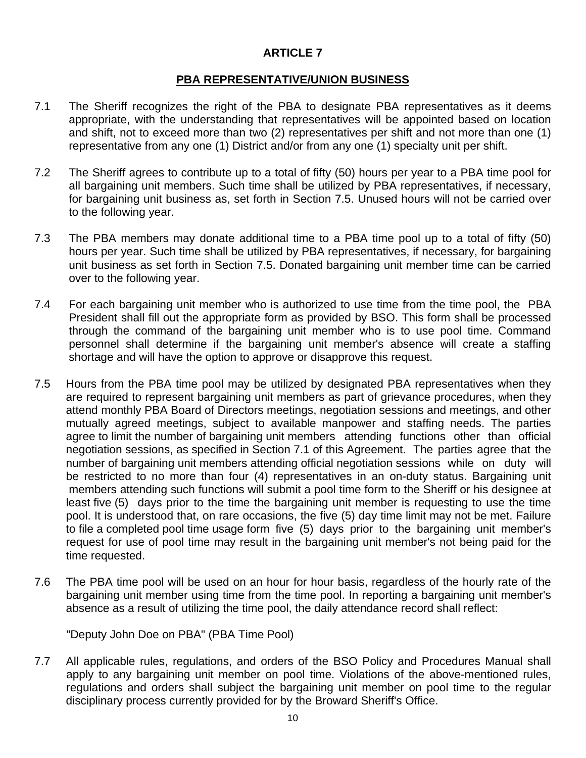# ARTICLE 7

## PBA REPRESENTATIVE/UNION BUSINESS

7.1 The Sheriff recognizes the right of the PBA to designate PBA representatives as it deems appropriate, with the understanding that representatives will be appointed based on location and shift, not to exceed more than two (2) representatives per shift and not more than one (1) representative from any one (1) District and/or from any one (1) specialty unit per shift.

7.2 The Sheriff agrees to contribute up to a total of fifty (50) hours per year to a PBA time pool for all bargaining unit members. Such time shall be utilized by PBA representatives, if necessary, for bargaining unit business as, set forth in Section 7.5. Unused hours will not be carried over to the following year.

7.3 The PBA members may donate additional time to a PBA time pool up to a total of fifty (50) hours per year. Such time shall be utilized by PBA representatives, if necessary, for bargaining unit business as set forth in Section 7.5. Donated bargaining unit member time can be carried over to the following year.

7.4 For each bargaining unit member who is authorized to use time from the time pool, the PBA President shall fill out the appropriate form as provided by BSO. This form shall be processed through the command of the bargaining unit member who is to use pool time. Command personnel shall determine if the bargaining unit member's absence will create a staffing shortage and will have the option to approve or disapprove this request.

7.5 Hours from the PBA time pool may be utilized by designated PBA representatives when they are required to represent bargaining unit members as part of grievance procedures, when they attend monthly PBA Board of Directors meetings, negotiation sessions and meetings, and other mutually agreed meetings, subject to available manpower and staffing needs. The parties agree to limit the number of bargaining unit members attending functions other than official negotiation sessions, as specified in Section 7.1 of this Agreement. The parties agree that the number of bargaining unit members attending official negotiation sessions while on duty will be restricted to no more than four (4) representatives in an on-duty status. Bargaining unit members attending such functions will submit a pool time form to the Sheriff or his designee at least five (5) days prior to the time the bargaining unit member is requesting to use the time pool. It is understood that, on rare occasions, the five (5) day time limit may not be met. Failure to file a completed pool time usage form five (5) days prior to the bargaining unit member's request for use of pool time may result in the bargaining unit member's not being paid for the time requested.

7.6 The PBA time pool will be used on an hour for hour basis, regardless of the hourly rate of the bargaining unit member using time from the time pool. In reporting a bargaining unit member's absence as a result of utilizing the time pool, the daily attendance record shall reflect:

"Deputy John Doe on PBA" (PBA Time Pool)

7.7 All applicable rules, regulations, and orders of the BSO Policy and Procedures Manual shall apply to any bargaining unit member on pool time. Violations of the above-mentioned rules, regulations and orders shall subject the bargaining unit member on pool time to the regular disciplinary process currently provided for by the Broward Sheriff's Office.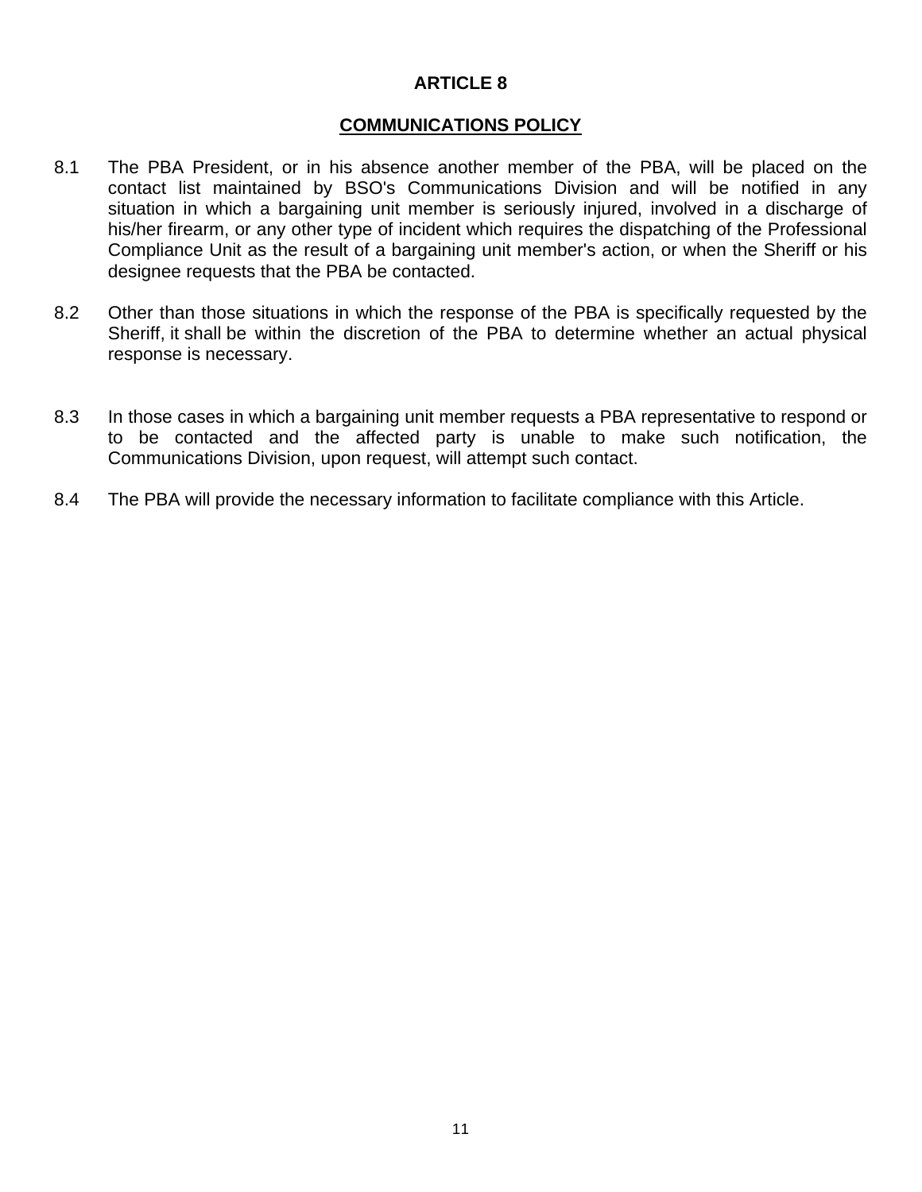# ARTICLE 8

## COMMUNICATIONS POLICY

8.1 The PBA President, or in his absence another member of the PBA, will be placed on the contact list maintained by BSO's Communications Division and will be notified in any situation in which a bargaining unit member is seriously injured, involved in a discharge of his/her firearm, or any other type of incident which requires the dispatching of the Professional Compliance Unit as the result of a bargaining unit member's action, or when the Sheriff or his designee requests that the PBA be contacted.

8.2 Other than those situations in which the response of the PBA is specifically requested by the Sheriff, it shall be within the discretion of the PBA to determine whether an actual physical response is necessary.

8.3 In those cases in which a bargaining unit member requests a PBA representative to respond or to be contacted and the affected party is unable to make such notification, the Communications Division, upon request, will attempt such contact.

8.4 The PBA will provide the necessary information to facilitate compliance with this Article.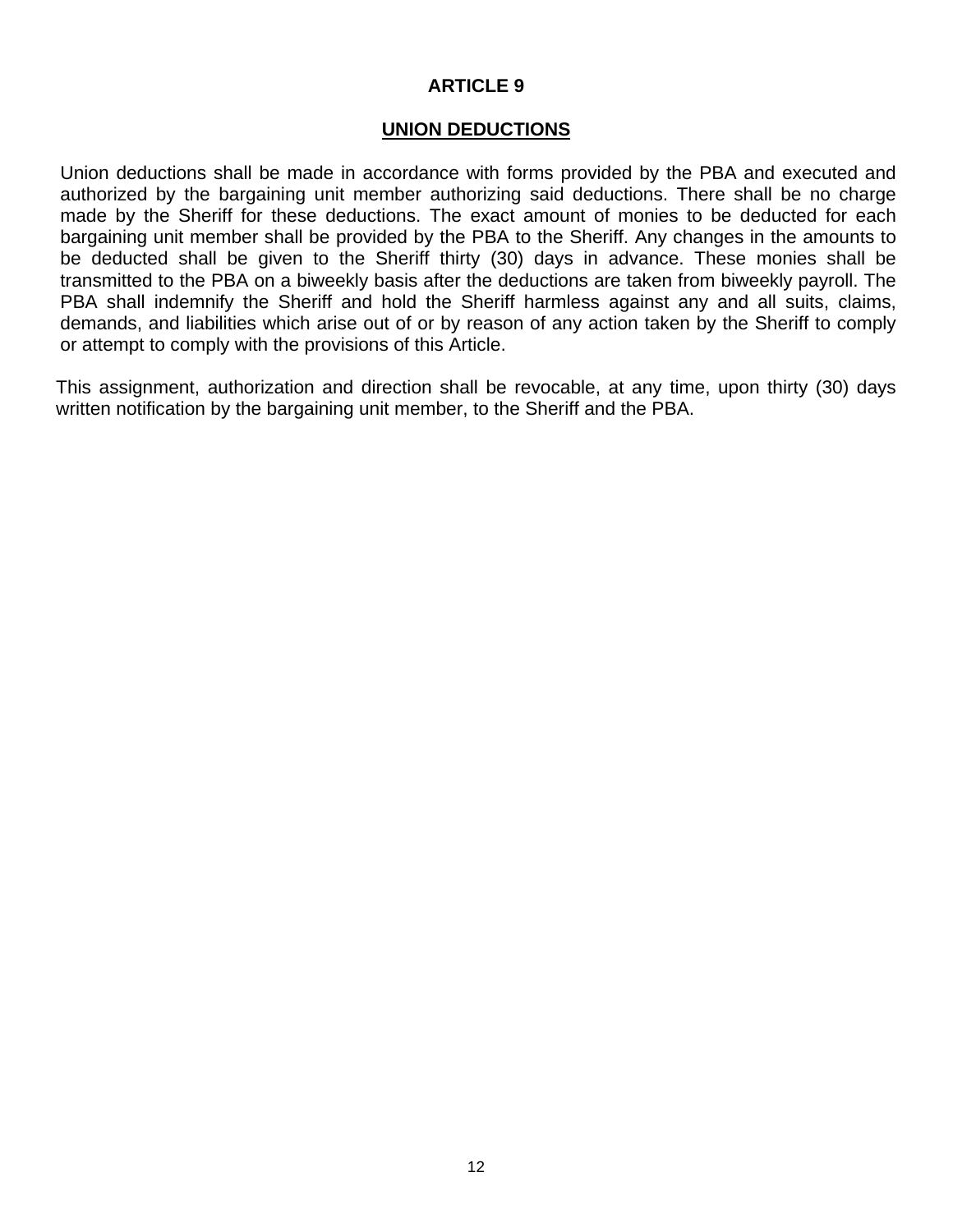# ARTICLE 9

## UNION DEDUCTIONS

Union deductions shall be made in accordance with forms provided by the PBA and executed and authorized by the bargaining unit member authorizing said deductions. There shall be no charge made by the Sheriff for these deductions. The exact amount of monies to be deducted for each bargaining unit member shall be provided by the PBA to the Sheriff. Any changes in the amounts to be deducted shall be given to the Sheriff thirty (30) days in advance. These monies shall be transmitted to the PBA on a biweekly basis after the deductions are taken from biweekly payroll. The PBA shall indemnify the Sheriff and hold the Sheriff harmless against any and all suits, claims, demands, and liabilities which arise out of or by reason of any action taken by the Sheriff to comply or attempt to comply with the provisions of this Article.

This assignment, authorization and direction shall be revocable, at any time, upon thirty (30) days written notification by the bargaining unit member, to the Sheriff and the PBA.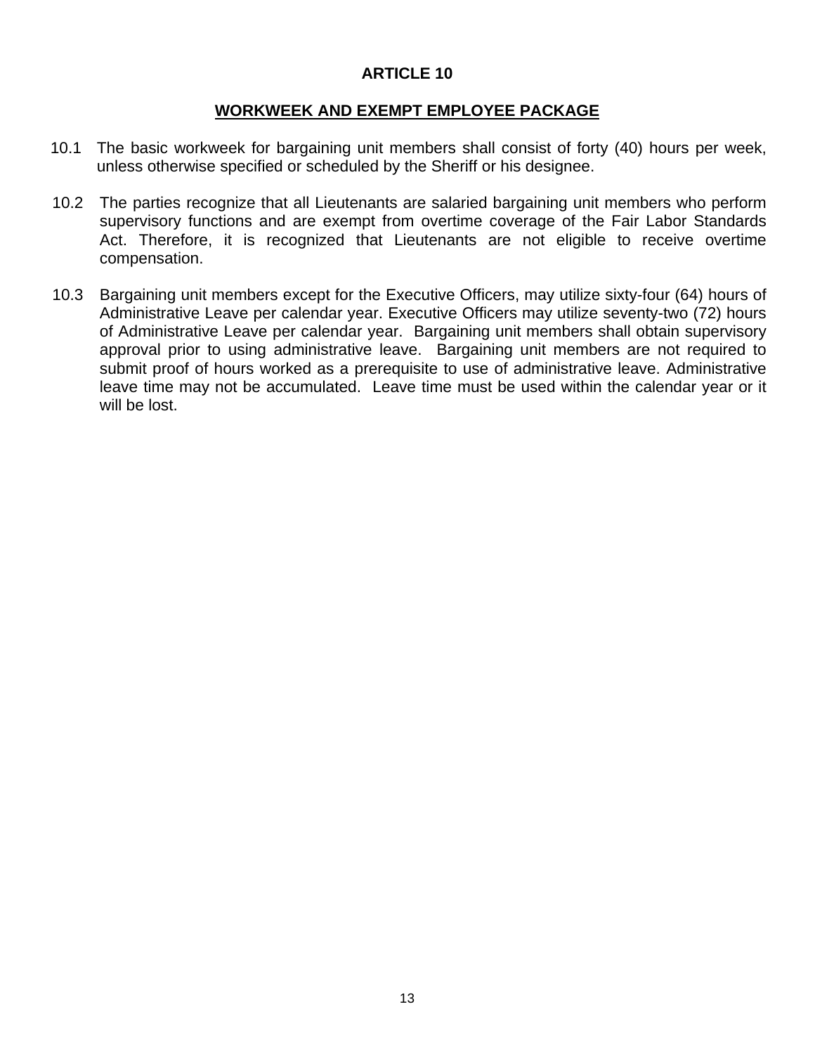# ARTICLE 10

## WORKWEEK AND EXEMPT EMPLOYEE PACKAGE

10.1 The basic workweek for bargaining unit members shall consist of forty (40) hours per week, unless otherwise specified or scheduled by the Sheriff or his designee.

10.2 The parties recognize that all Lieutenants are salaried bargaining unit members who perform supervisory functions and are exempt from overtime coverage of the Fair Labor Standards Act. Therefore, it is recognized that Lieutenants are not eligible to receive overtime compensation.

10.3 Bargaining unit members except for the Executive Officers, may utilize sixty-four (64) hours of Administrative Leave per calendar year. Executive Officers may utilize seventy-two (72) hours of Administrative Leave per calendar year. Bargaining unit members shall obtain supervisory approval prior to using administrative leave. Bargaining unit members are not required to submit proof of hours worked as a prerequisite to use of administrative leave. Administrative leave time may not be accumulated. Leave time must be used within the calendar year or it will be lost.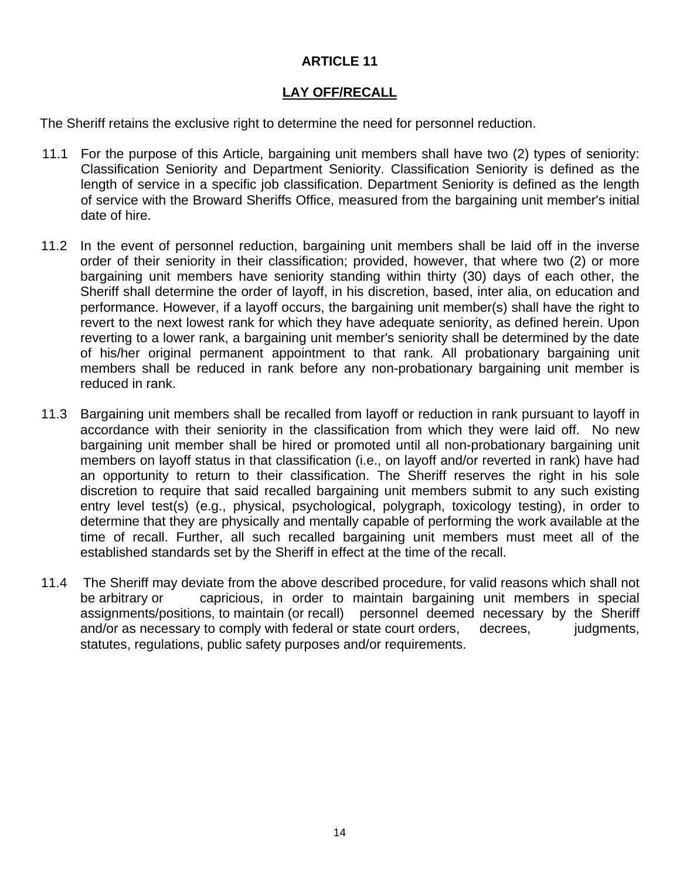# ARTICLE 11

## LAY OFF/RECALL

The Sheriff retains the exclusive right to determine the need for personnel reduction.

11.1 For the purpose of this Article, bargaining unit members shall have two (2) types of seniority: Classification Seniority and Department Seniority. Classification Seniority is defined as the length of service in a specific job classification. Department Seniority is defined as the length of service with the Broward Sheriffs Office, measured from the bargaining unit member's initial date of hire.

11.2 In the event of personnel reduction, bargaining unit members shall be laid off in the inverse order of their seniority in their classification; provided, however, that where two (2) or more bargaining unit members have seniority standing within thirty (30) days of each other, the Sheriff shall determine the order of layoff, in his discretion, based, inter alia, on education and performance. However, if a layoff occurs, the bargaining unit member(s) shall have the right to revert to the next lowest rank for which they have adequate seniority, as defined herein. Upon reverting to a lower rank, a bargaining unit member's seniority shall be determined by the date of his/her original permanent appointment to that rank. All probationary bargaining unit members shall be reduced in rank before any non-probationary bargaining unit member is reduced in rank.

11.3 Bargaining unit members shall be recalled from layoff or reduction in rank pursuant to layoff in accordance with their seniority in the classification from which they were laid off. No new bargaining unit member shall be hired or promoted until all non-probationary bargaining unit members on layoff status in that classification (i.e., on layoff and/or reverted in rank) have had an opportunity to return to their classification. The Sheriff reserves the right in his sole discretion to require that said recalled bargaining unit members submit to any such existing entry level test(s) (e.g., physical, psychological, polygraph, toxicology testing), in order to determine that they are physically and mentally capable of performing the work available at the time of recall. Further, all such recalled bargaining unit members must meet all of the established standards set by the Sheriff in effect at the time of the recall.

11.4 The Sheriff may deviate from the above described procedure, for valid reasons which shall not be arbitrary or capricious, in order to maintain bargaining unit members in special assignments/positions, to maintain (or recall) personnel deemed necessary by the Sheriff and/or as necessary to comply with federal or state court orders, decrees, judgments, statutes, regulations, public safety purposes and/or requirements.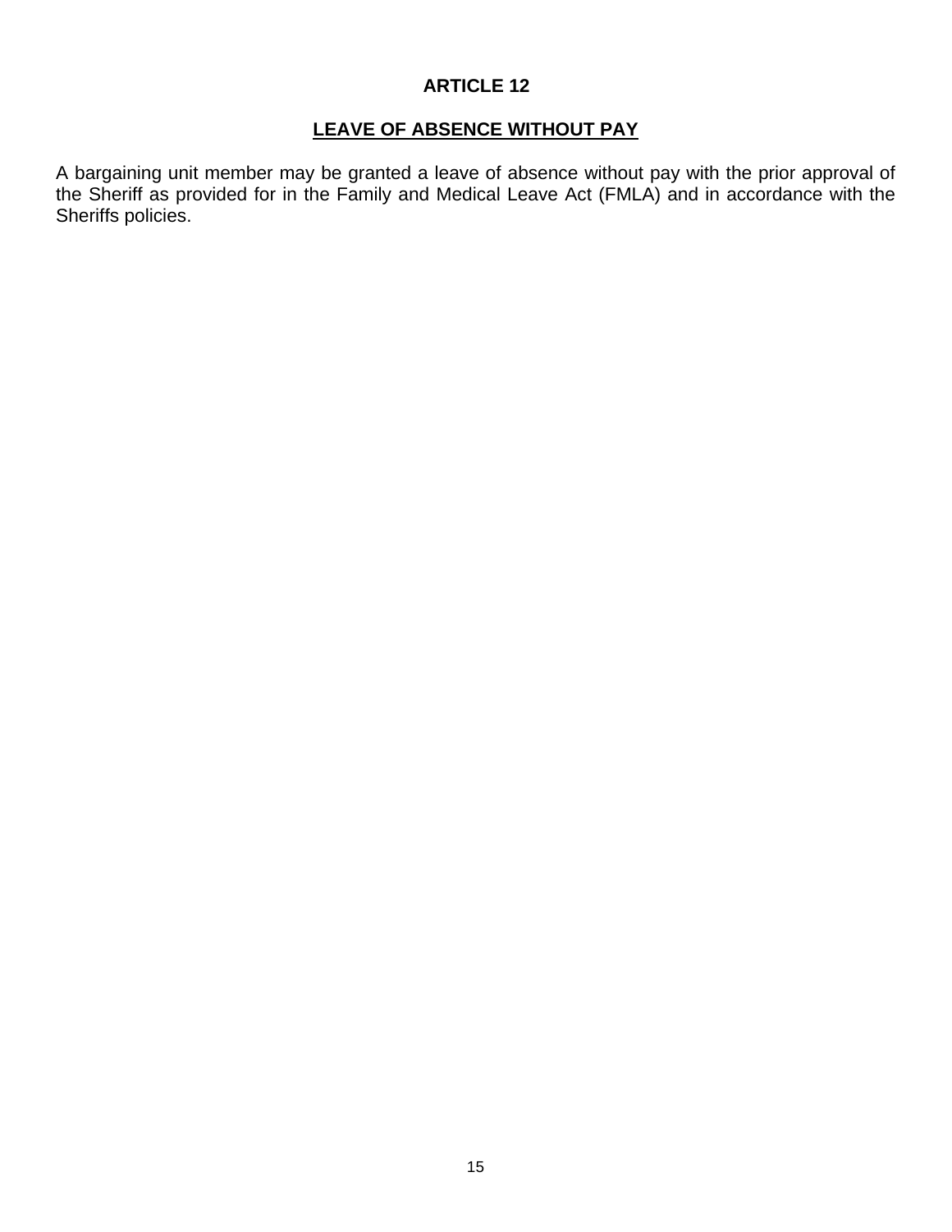# ARTICLE 12

## LEAVE OF ABSENCE WITHOUT PAY

A bargaining unit member may be granted a leave of absence without pay with the prior approval of the Sheriff as provided for in the Family and Medical Leave Act (FMLA) and in accordance with the Sheriffs policies.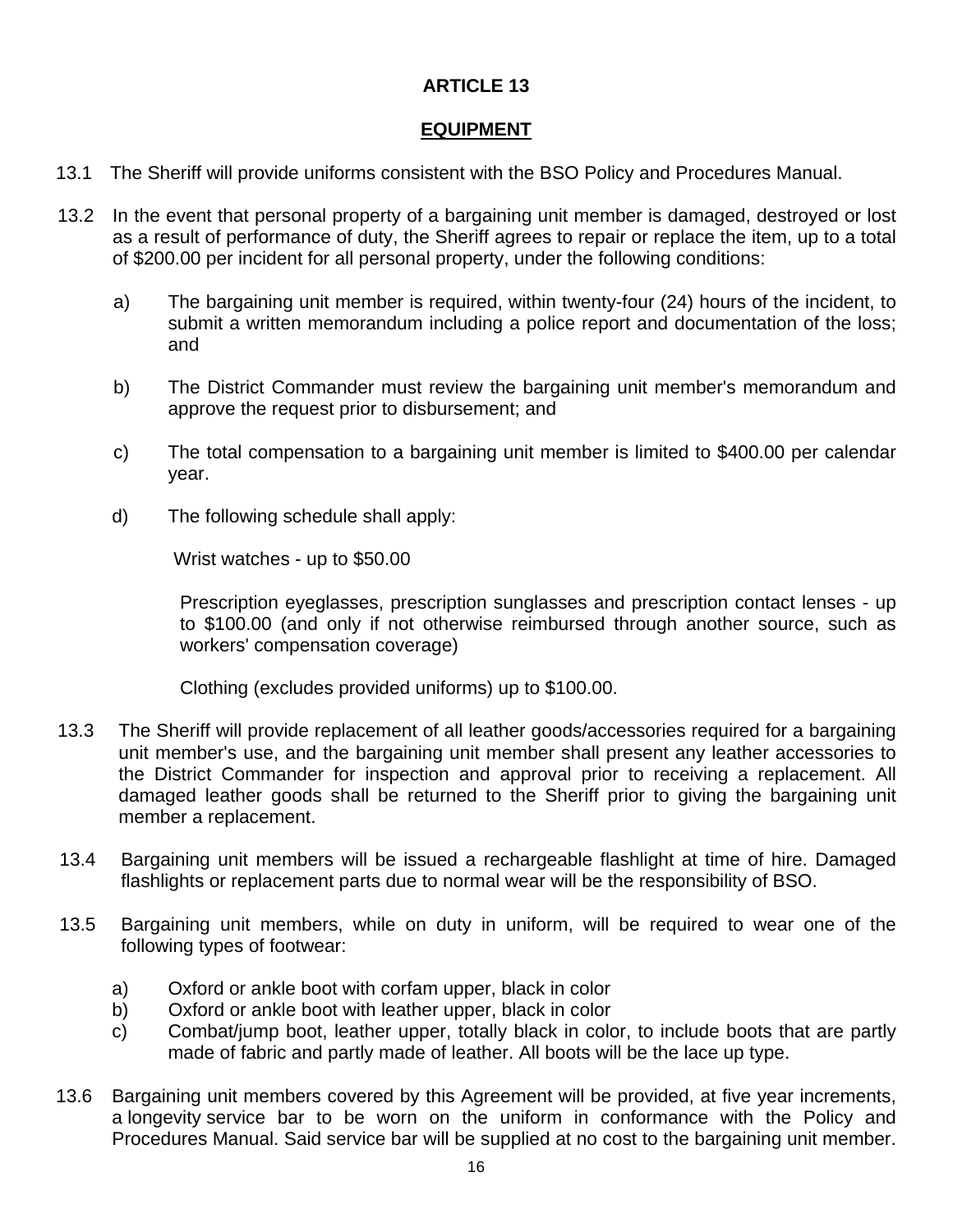# ARTICLE 13

## EQUIPMENT

13.1 The Sheriff will provide uniforms consistent with the BSO Policy and Procedures Manual.

13.2 In the event that personal property of a bargaining unit member is damaged, destroyed or lost as a result of performance of duty, the Sheriff agrees to repair or replace the item, up to a total of $200.00 per incident for all personal property, under the following conditions:

a) The bargaining unit member is required, within twenty-four (24) hours of the incident, to submit a written memorandum including a police report and documentation of the loss; and

b) The District Commander must review the bargaining unit member's memorandum and approve the request prior to disbursement; and

c) The total compensation to a bargaining unit member is limited to $400.00 per calendar year.

d) The following schedule shall apply:

Wrist watches - up to $50.00

Prescription eyeglasses, prescription sunglasses and prescription contact lenses - up to $100.00 (and only if not otherwise reimbursed through another source, such as workers' compensation coverage)

Clothing (excludes provided uniforms) up to $100.00.

13.3 The Sheriff will provide replacement of all leather goods/accessories required for a bargaining unit member's use, and the bargaining unit member shall present any leather accessories to the District Commander for inspection and approval prior to receiving a replacement. All damaged leather goods shall be returned to the Sheriff prior to giving the bargaining unit member a replacement.

13.4 Bargaining unit members will be issued a rechargeable flashlight at time of hire. Damaged flashlights or replacement parts due to normal wear will be the responsibility of BSO.

13.5 Bargaining unit members, while on duty in uniform, will be required to wear one of the following types of footwear:

a) Oxford or ankle boot with corfam upper, black in color
b) Oxford or ankle boot with leather upper, black in color
c) Combat/jump boot, leather upper, totally black in color, to include boots that are partly made of fabric and partly made of leather. All boots will be the lace up type.

13.6 Bargaining unit members covered by this Agreement will be provided, at five year increments, a longevity service bar to be worn on the uniform in conformance with the Policy and Procedures Manual. Said service bar will be supplied at no cost to the bargaining unit member.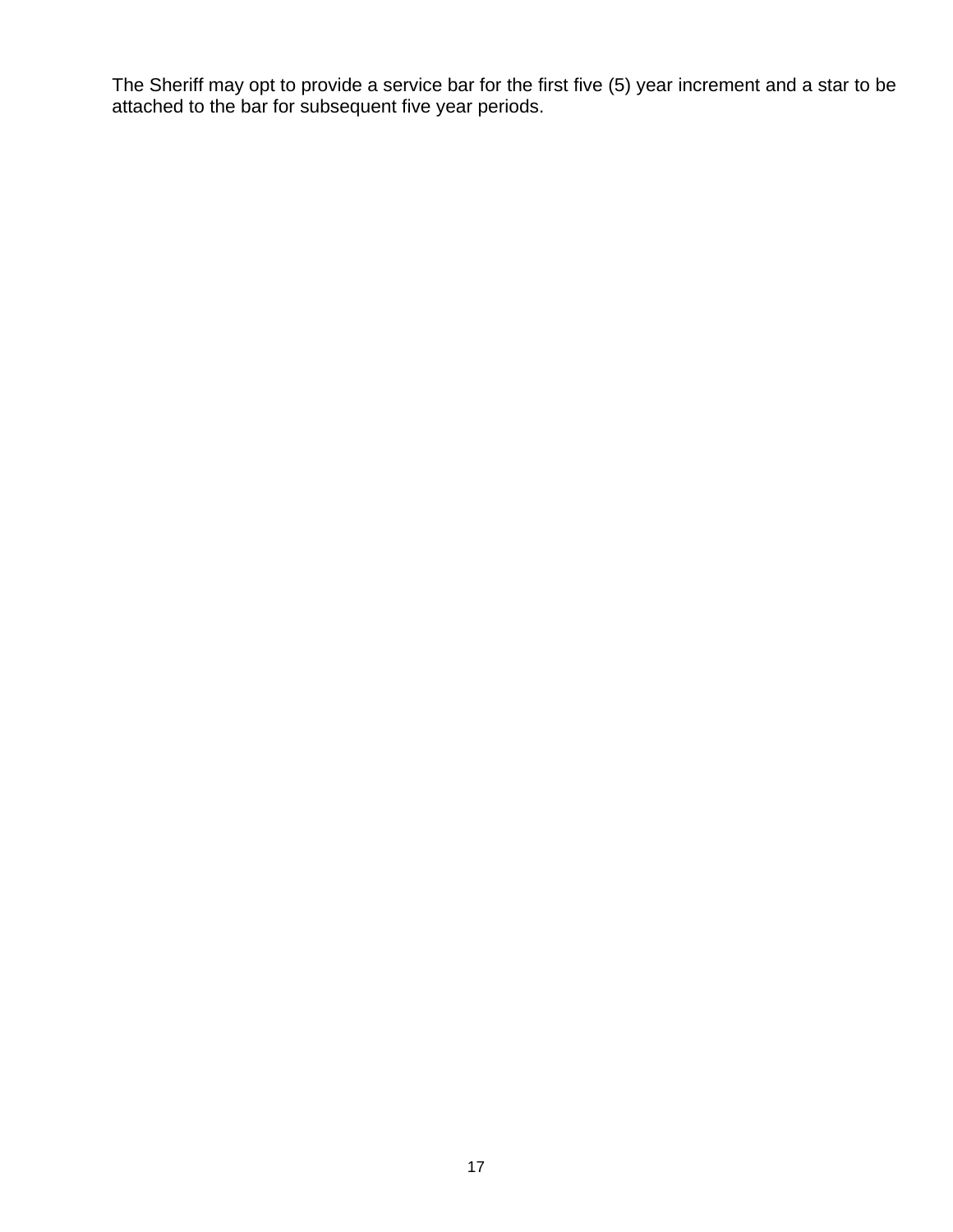The Sheriff may opt to provide a service bar for the first five (5) year increment and a star to be attached to the bar for subsequent five year periods.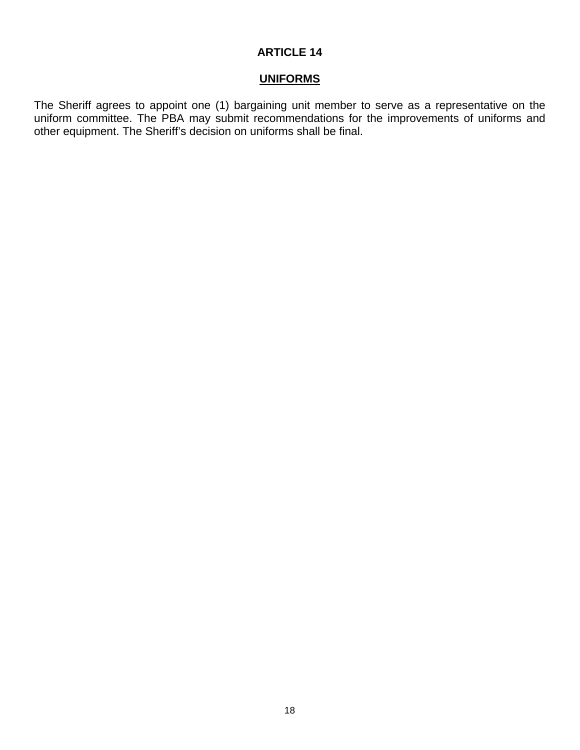# ARTICLE 14

## UNIFORMS

The Sheriff agrees to appoint one (1) bargaining unit member to serve as a representative on the uniform committee. The PBA may submit recommendations for the improvements of uniforms and other equipment. The Sheriff's decision on uniforms shall be final.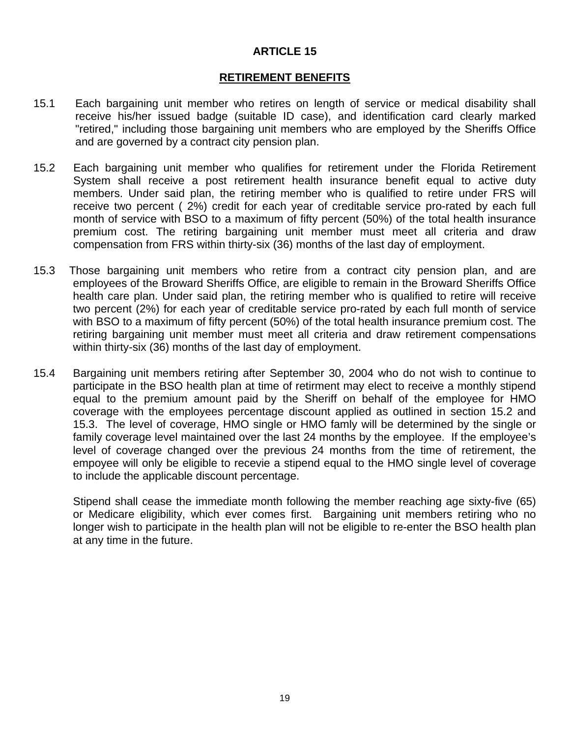# ARTICLE 15

## RETIREMENT BENEFITS

15.1 Each bargaining unit member who retires on length of service or medical disability shall receive his/her issued badge (suitable ID case), and identification card clearly marked "retired," including those bargaining unit members who are employed by the Sheriffs Office and are governed by a contract city pension plan.

15.2 Each bargaining unit member who qualifies for retirement under the Florida Retirement System shall receive a post retirement health insurance benefit equal to active duty members. Under said plan, the retiring member who is qualified to retire under FRS will receive two percent ( 2%) credit for each year of creditable service pro-rated by each full month of service with BSO to a maximum of fifty percent (50%) of the total health insurance premium cost. The retiring bargaining unit member must meet all criteria and draw compensation from FRS within thirty-six (36) months of the last day of employment.

15.3 Those bargaining unit members who retire from a contract city pension plan, and are employees of the Broward Sheriffs Office, are eligible to remain in the Broward Sheriffs Office health care plan. Under said plan, the retiring member who is qualified to retire will receive two percent (2%) for each year of creditable service pro-rated by each full month of service with BSO to a maximum of fifty percent (50%) of the total health insurance premium cost. The retiring bargaining unit member must meet all criteria and draw retirement compensations within thirty-six (36) months of the last day of employment.

15.4 Bargaining unit members retiring after September 30, 2004 who do not wish to continue to participate in the BSO health plan at time of retirment may elect to receive a monthly stipend equal to the premium amount paid by the Sheriff on behalf of the employee for HMO coverage with the employees percentage discount applied as outlined in section 15.2 and 15.3. The level of coverage, HMO single or HMO famly will be determined by the single or family coverage level maintained over the last 24 months by the employee. If the employee's level of coverage changed over the previous 24 months from the time of retirement, the empoyee will only be eligible to recevie a stipend equal to the HMO single level of coverage to include the applicable discount percentage.

Stipend shall cease the immediate month following the member reaching age sixty-five (65) or Medicare eligibility, which ever comes first. Bargaining unit members retiring who no longer wish to participate in the health plan will not be eligible to re-enter the BSO health plan at any time in the future.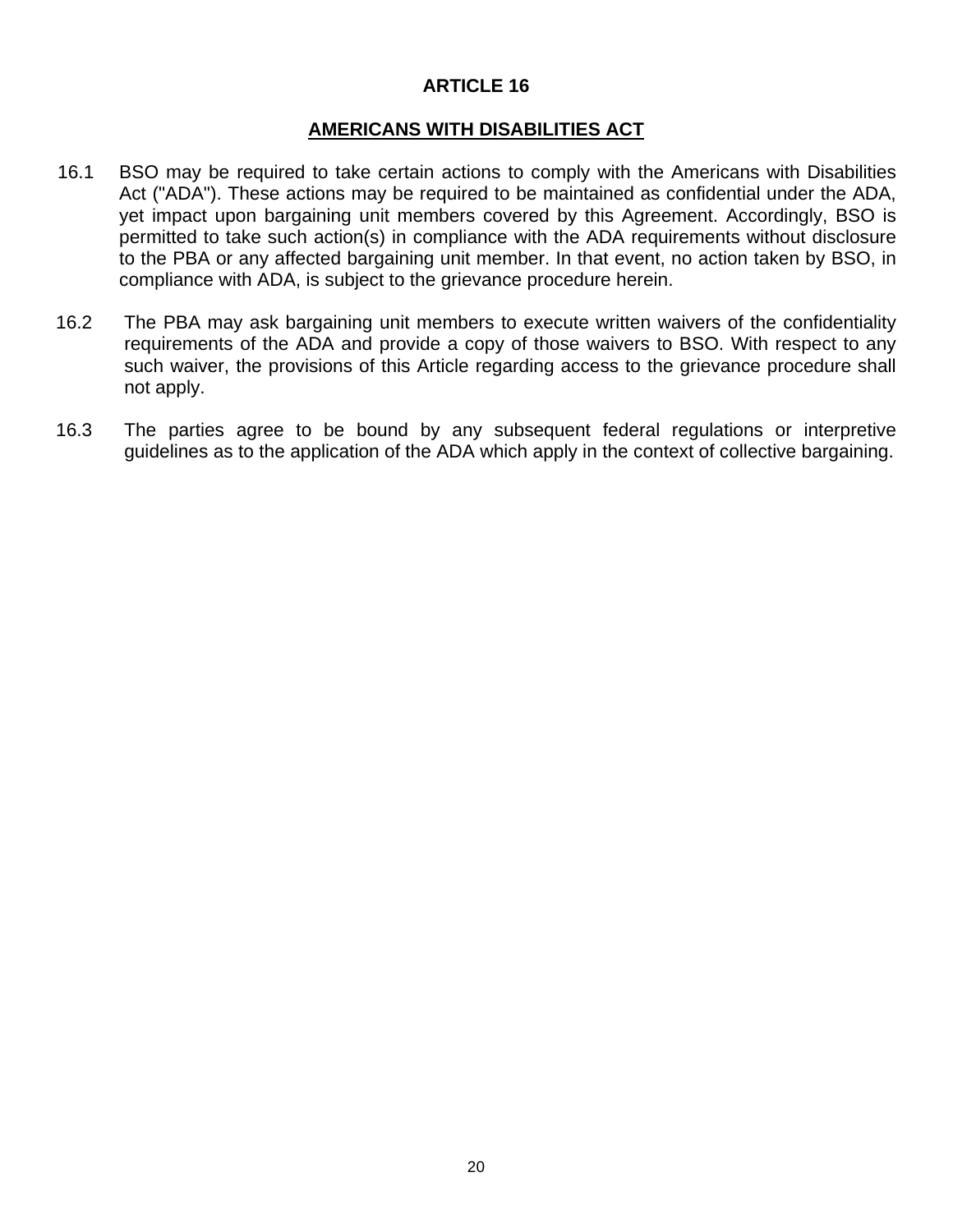# ARTICLE 16

## AMERICANS WITH DISABILITIES ACT

16.1 BSO may be required to take certain actions to comply with the Americans with Disabilities Act ("ADA"). These actions may be required to be maintained as confidential under the ADA, yet impact upon bargaining unit members covered by this Agreement. Accordingly, BSO is permitted to take such action(s) in compliance with the ADA requirements without disclosure to the PBA or any affected bargaining unit member. In that event, no action taken by BSO, in compliance with ADA, is subject to the grievance procedure herein.

16.2 The PBA may ask bargaining unit members to execute written waivers of the confidentiality requirements of the ADA and provide a copy of those waivers to BSO. With respect to any such waiver, the provisions of this Article regarding access to the grievance procedure shall not apply.

16.3 The parties agree to be bound by any subsequent federal regulations or interpretive guidelines as to the application of the ADA which apply in the context of collective bargaining.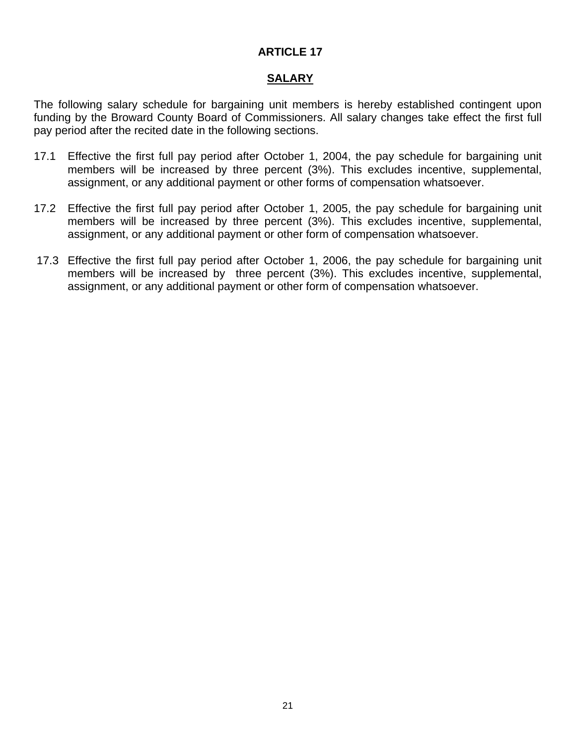# ARTICLE 17

## SALARY

The following salary schedule for bargaining unit members is hereby established contingent upon funding by the Broward County Board of Commissioners. All salary changes take effect the first full pay period after the recited date in the following sections.

17.1 Effective the first full pay period after October 1, 2004, the pay schedule for bargaining unit members will be increased by three percent (3%). This excludes incentive, supplemental, assignment, or any additional payment or other forms of compensation whatsoever.

17.2 Effective the first full pay period after October 1, 2005, the pay schedule for bargaining unit members will be increased by three percent (3%). This excludes incentive, supplemental, assignment, or any additional payment or other form of compensation whatsoever.

17.3 Effective the first full pay period after October 1, 2006, the pay schedule for bargaining unit members will be increased by three percent (3%). This excludes incentive, supplemental, assignment, or any additional payment or other form of compensation whatsoever.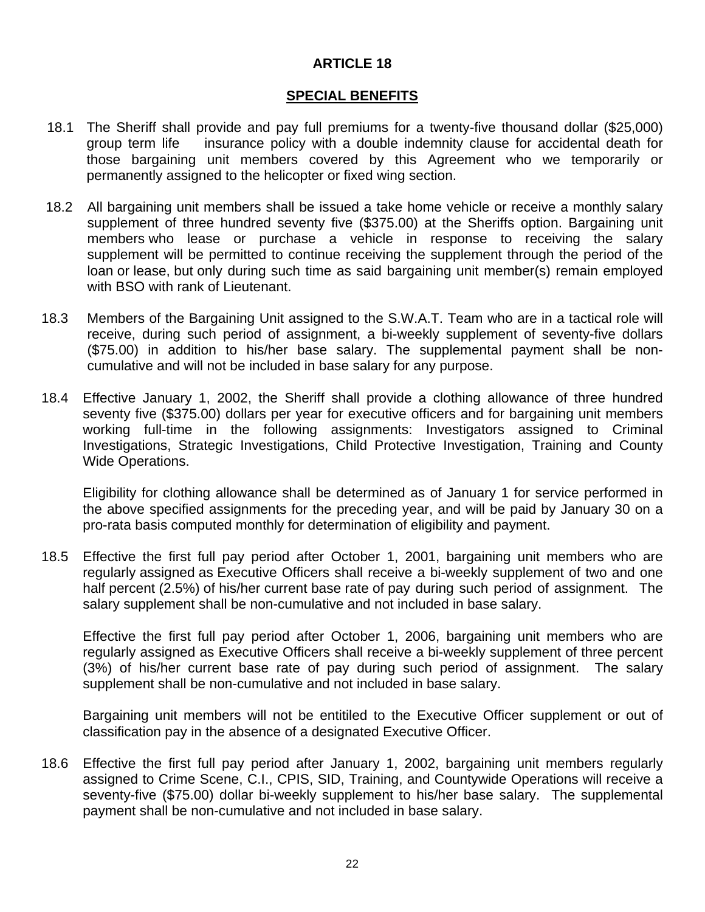# ARTICLE 18

## SPECIAL BENEFITS

18.1 The Sheriff shall provide and pay full premiums for a twenty-five thousand dollar ($25,000) group term life insurance policy with a double indemnity clause for accidental death for those bargaining unit members covered by this Agreement who we temporarily or permanently assigned to the helicopter or fixed wing section.

18.2 All bargaining unit members shall be issued a take home vehicle or receive a monthly salary supplement of three hundred seventy five ($375.00) at the Sheriffs option. Bargaining unit members who lease or purchase a vehicle in response to receiving the salary supplement will be permitted to continue receiving the supplement through the period of the loan or lease, but only during such time as said bargaining unit member(s) remain employed with BSO with rank of Lieutenant.

18.3 Members of the Bargaining Unit assigned to the S.W.A.T. Team who are in a tactical role will receive, during such period of assignment, a bi-weekly supplement of seventy-five dollars ($75.00) in addition to his/her base salary. The supplemental payment shall be non-cumulative and will not be included in base salary for any purpose.

18.4 Effective January 1, 2002, the Sheriff shall provide a clothing allowance of three hundred seventy five ($375.00) dollars per year for executive officers and for bargaining unit members working full-time in the following assignments: Investigators assigned to Criminal Investigations, Strategic Investigations, Child Protective Investigation, Training and County Wide Operations.

Eligibility for clothing allowance shall be determined as of January 1 for service performed in the above specified assignments for the preceding year, and will be paid by January 30 on a pro-rata basis computed monthly for determination of eligibility and payment.

18.5 Effective the first full pay period after October 1, 2001, bargaining unit members who are regularly assigned as Executive Officers shall receive a bi-weekly supplement of two and one half percent (2.5%) of his/her current base rate of pay during such period of assignment. The salary supplement shall be non-cumulative and not included in base salary.

Effective the first full pay period after October 1, 2006, bargaining unit members who are regularly assigned as Executive Officers shall receive a bi-weekly supplement of three percent (3%) of his/her current base rate of pay during such period of assignment. The salary supplement shall be non-cumulative and not included in base salary.

Bargaining unit members will not be entitiled to the Executive Officer supplement or out of classification pay in the absence of a designated Executive Officer.

18.6 Effective the first full pay period after January 1, 2002, bargaining unit members regularly assigned to Crime Scene, C.I., CPIS, SID, Training, and Countywide Operations will receive a seventy-five ($75.00) dollar bi-weekly supplement to his/her base salary. The supplemental payment shall be non-cumulative and not included in base salary.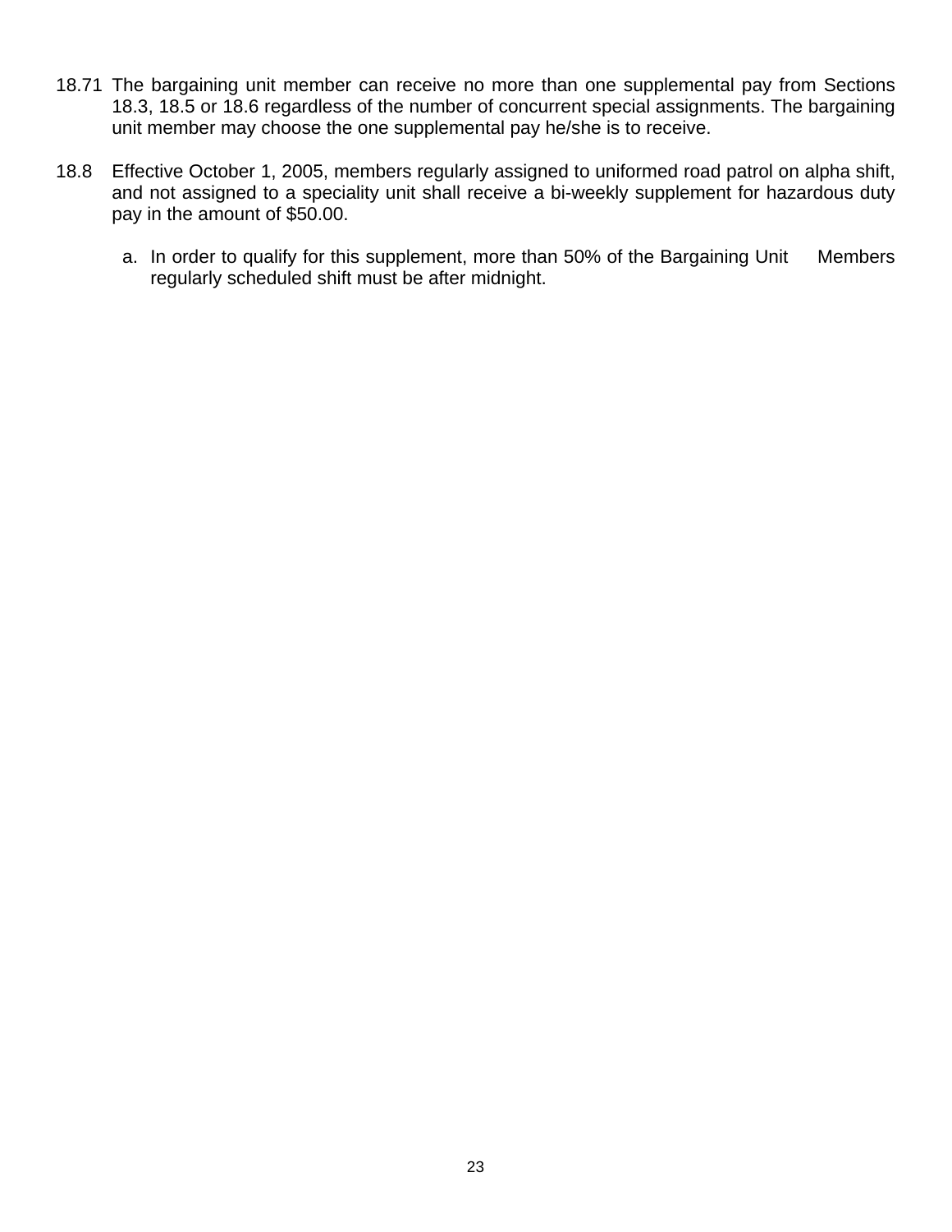18.71 The bargaining unit member can receive no more than one supplemental pay from Sections 18.3, 18.5 or 18.6 regardless of the number of concurrent special assignments. The bargaining unit member may choose the one supplemental pay he/she is to receive.

18.8 Effective October 1, 2005, members regularly assigned to uniformed road patrol on alpha shift, and not assigned to a speciality unit shall receive a bi-weekly supplement for hazardous duty pay in the amount of $50.00.

a. In order to qualify for this supplement, more than 50% of the Bargaining Unit Members regularly scheduled shift must be after midnight.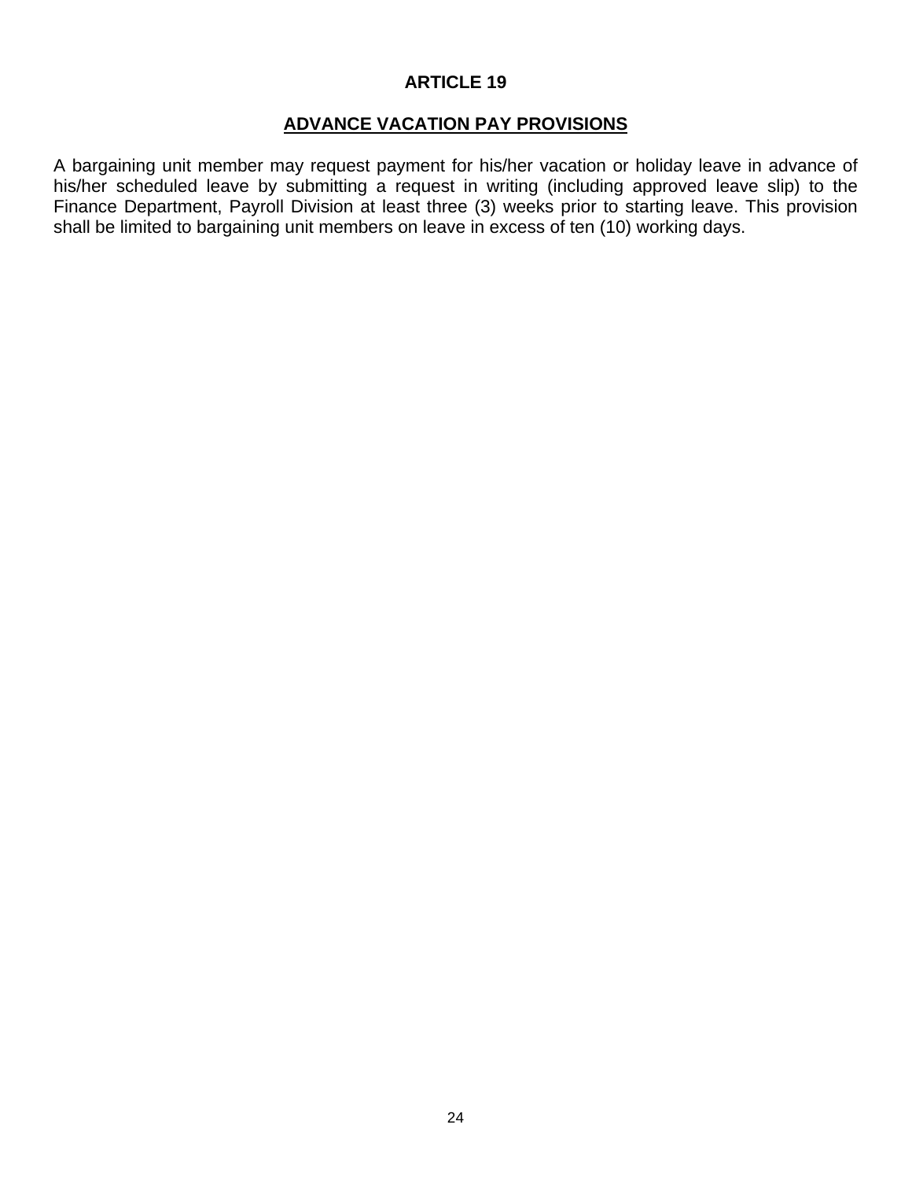# ARTICLE 19

## ADVANCE VACATION PAY PROVISIONS

A bargaining unit member may request payment for his/her vacation or holiday leave in advance of his/her scheduled leave by submitting a request in writing (including approved leave slip) to the Finance Department, Payroll Division at least three (3) weeks prior to starting leave. This provision shall be limited to bargaining unit members on leave in excess of ten (10) working days.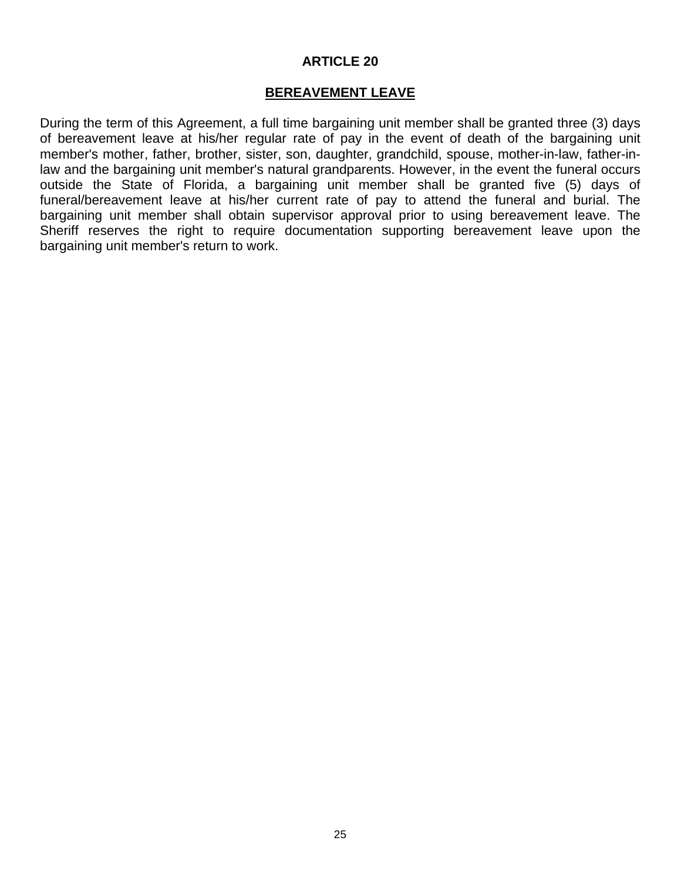# ARTICLE 20

## BEREAVEMENT LEAVE

During the term of this Agreement, a full time bargaining unit member shall be granted three (3) days of bereavement leave at his/her regular rate of pay in the event of death of the bargaining unit member's mother, father, brother, sister, son, daughter, grandchild, spouse, mother-in-law, father-in-law and the bargaining unit member's natural grandparents. However, in the event the funeral occurs outside the State of Florida, a bargaining unit member shall be granted five (5) days of funeral/bereavement leave at his/her current rate of pay to attend the funeral and burial. The bargaining unit member shall obtain supervisor approval prior to using bereavement leave. The Sheriff reserves the right to require documentation supporting bereavement leave upon the bargaining unit member's return to work.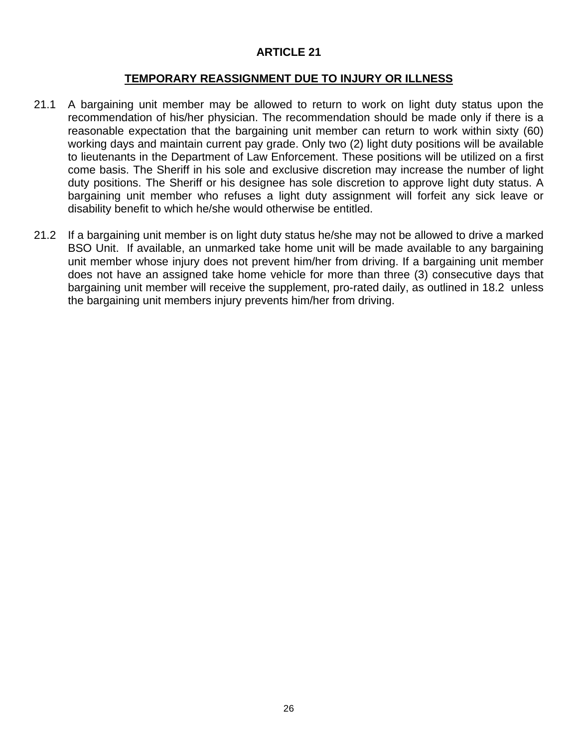# ARTICLE 21

## TEMPORARY REASSIGNMENT DUE TO INJURY OR ILLNESS

21.1 A bargaining unit member may be allowed to return to work on light duty status upon the recommendation of his/her physician. The recommendation should be made only if there is a reasonable expectation that the bargaining unit member can return to work within sixty (60) working days and maintain current pay grade. Only two (2) light duty positions will be available to lieutenants in the Department of Law Enforcement. These positions will be utilized on a first come basis. The Sheriff in his sole and exclusive discretion may increase the number of light duty positions. The Sheriff or his designee has sole discretion to approve light duty status. A bargaining unit member who refuses a light duty assignment will forfeit any sick leave or disability benefit to which he/she would otherwise be entitled.

21.2 If a bargaining unit member is on light duty status he/she may not be allowed to drive a marked BSO Unit. If available, an unmarked take home unit will be made available to any bargaining unit member whose injury does not prevent him/her from driving. If a bargaining unit member does not have an assigned take home vehicle for more than three (3) consecutive days that bargaining unit member will receive the supplement, pro-rated daily, as outlined in 18.2 unless the bargaining unit members injury prevents him/her from driving.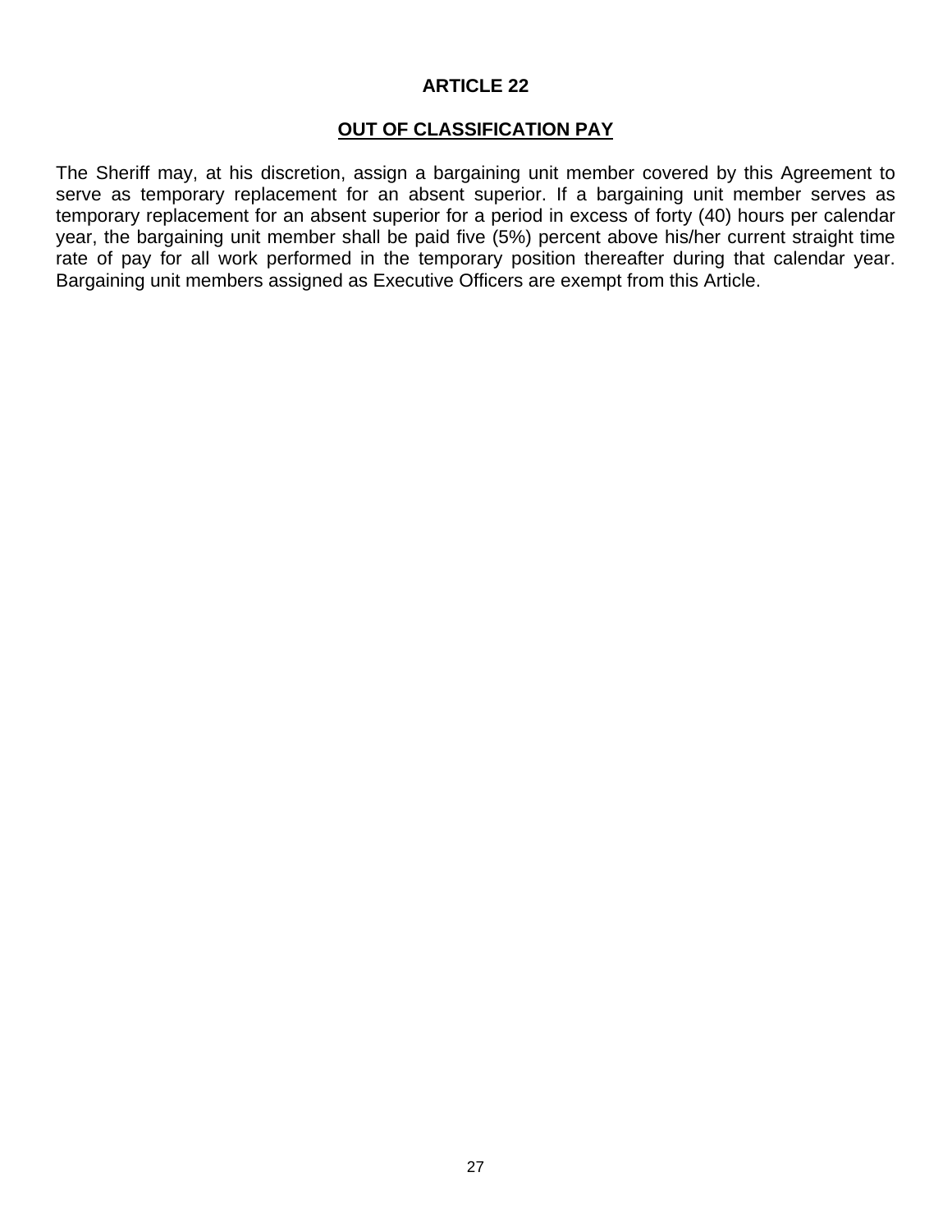# ARTICLE 22

## OUT OF CLASSIFICATION PAY

The Sheriff may, at his discretion, assign a bargaining unit member covered by this Agreement to serve as temporary replacement for an absent superior. If a bargaining unit member serves as temporary replacement for an absent superior for a period in excess of forty (40) hours per calendar year, the bargaining unit member shall be paid five (5%) percent above his/her current straight time rate of pay for all work performed in the temporary position thereafter during that calendar year. Bargaining unit members assigned as Executive Officers are exempt from this Article.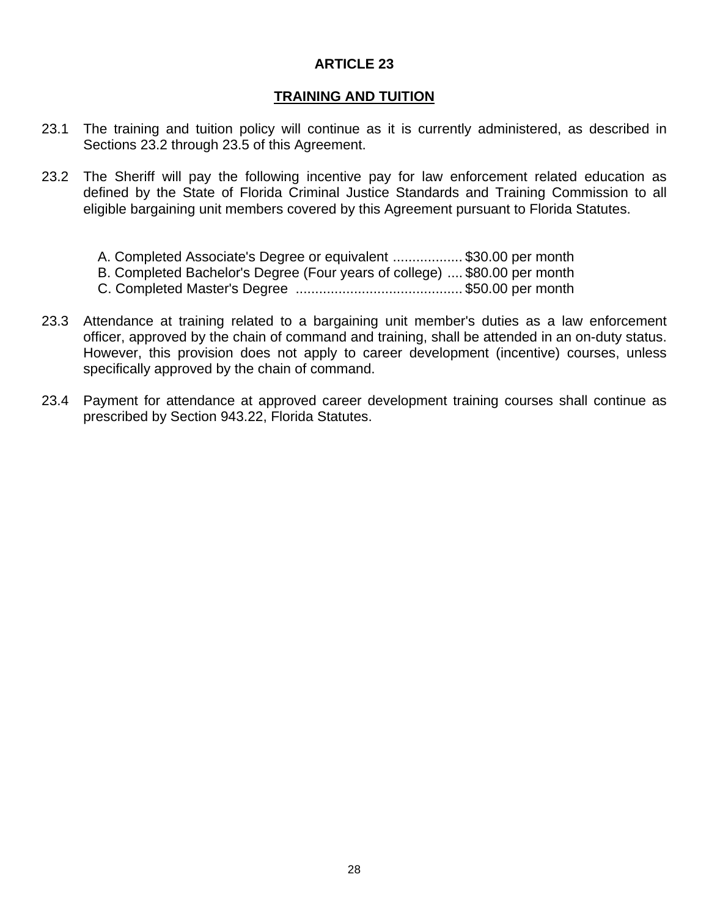# ARTICLE 23

## TRAINING AND TUITION

23.1 The training and tuition policy will continue as it is currently administered, as described in Sections 23.2 through 23.5 of this Agreement.

23.2 The Sheriff will pay the following incentive pay for law enforcement related education as defined by the State of Florida Criminal Justice Standards and Training Commission to all eligible bargaining unit members covered by this Agreement pursuant to Florida Statutes.

A. Completed Associate's Degree or equivalent .................. $30.00 per month
B. Completed Bachelor's Degree (Four years of college) .... $80.00 per month
C. Completed Master's Degree .......................................... $50.00 per month

23.3 Attendance at training related to a bargaining unit member's duties as a law enforcement officer, approved by the chain of command and training, shall be attended in an on-duty status. However, this provision does not apply to career development (incentive) courses, unless specifically approved by the chain of command.

23.4 Payment for attendance at approved career development training courses shall continue as prescribed by Section 943.22, Florida Statutes.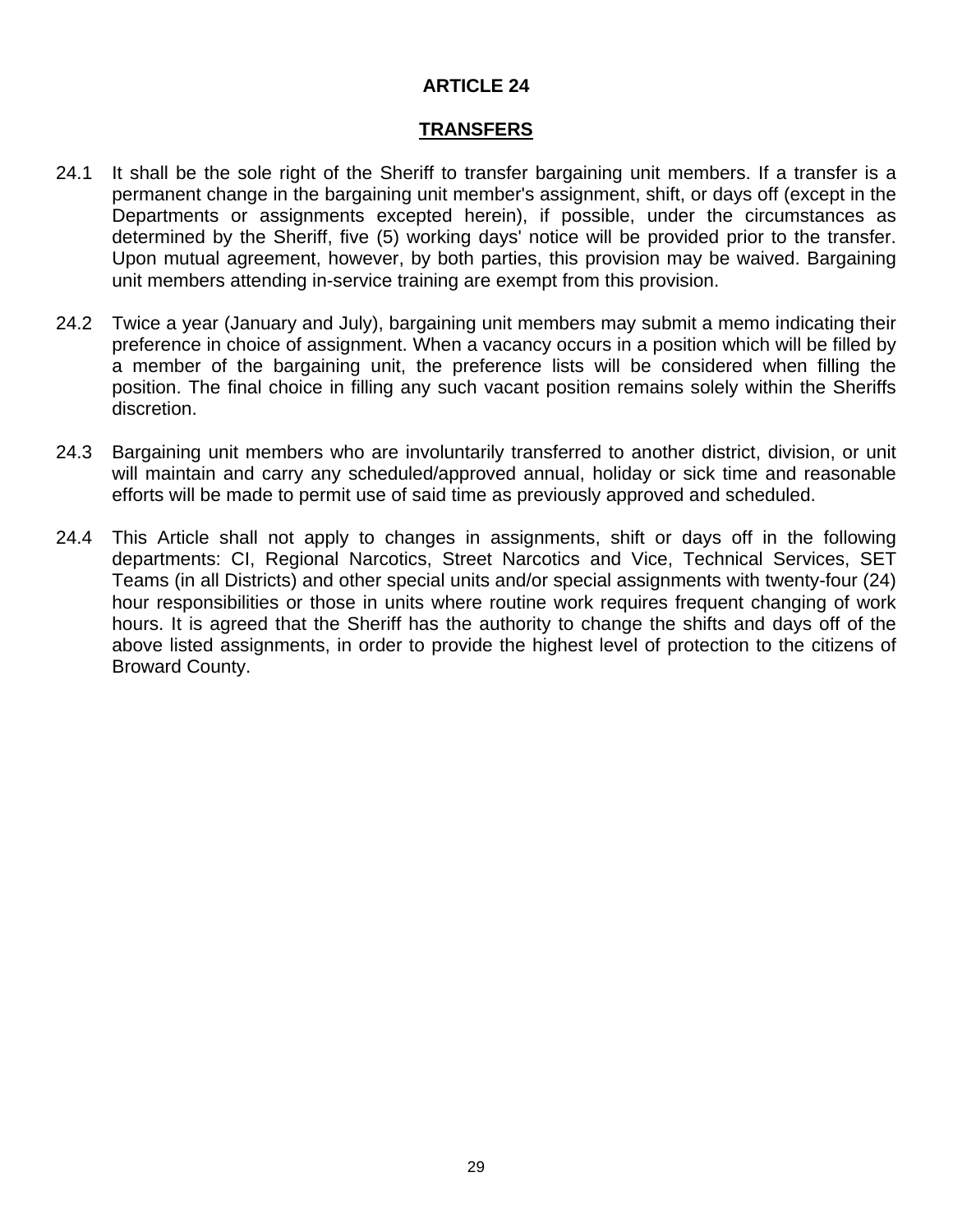# ARTICLE 24

## TRANSFERS

24.1 It shall be the sole right of the Sheriff to transfer bargaining unit members. If a transfer is a permanent change in the bargaining unit member's assignment, shift, or days off (except in the Departments or assignments excepted herein), if possible, under the circumstances as determined by the Sheriff, five (5) working days' notice will be provided prior to the transfer. Upon mutual agreement, however, by both parties, this provision may be waived. Bargaining unit members attending in-service training are exempt from this provision.

24.2 Twice a year (January and July), bargaining unit members may submit a memo indicating their preference in choice of assignment. When a vacancy occurs in a position which will be filled by a member of the bargaining unit, the preference lists will be considered when filling the position. The final choice in filling any such vacant position remains solely within the Sheriffs discretion.

24.3 Bargaining unit members who are involuntarily transferred to another district, division, or unit will maintain and carry any scheduled/approved annual, holiday or sick time and reasonable efforts will be made to permit use of said time as previously approved and scheduled.

24.4 This Article shall not apply to changes in assignments, shift or days off in the following departments: CI, Regional Narcotics, Street Narcotics and Vice, Technical Services, SET Teams (in all Districts) and other special units and/or special assignments with twenty-four (24) hour responsibilities or those in units where routine work requires frequent changing of work hours. It is agreed that the Sheriff has the authority to change the shifts and days off of the above listed assignments, in order to provide the highest level of protection to the citizens of Broward County.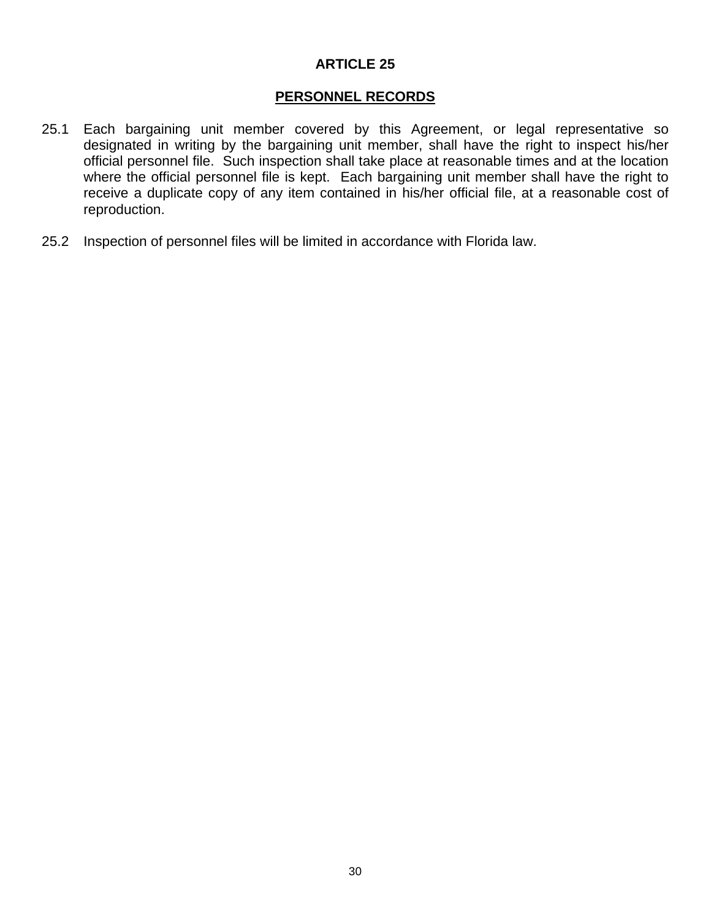# ARTICLE 25

## PERSONNEL RECORDS

25.1 Each bargaining unit member covered by this Agreement, or legal representative so designated in writing by the bargaining unit member, shall have the right to inspect his/her official personnel file. Such inspection shall take place at reasonable times and at the location where the official personnel file is kept. Each bargaining unit member shall have the right to receive a duplicate copy of any item contained in his/her official file, at a reasonable cost of reproduction.

25.2 Inspection of personnel files will be limited in accordance with Florida law.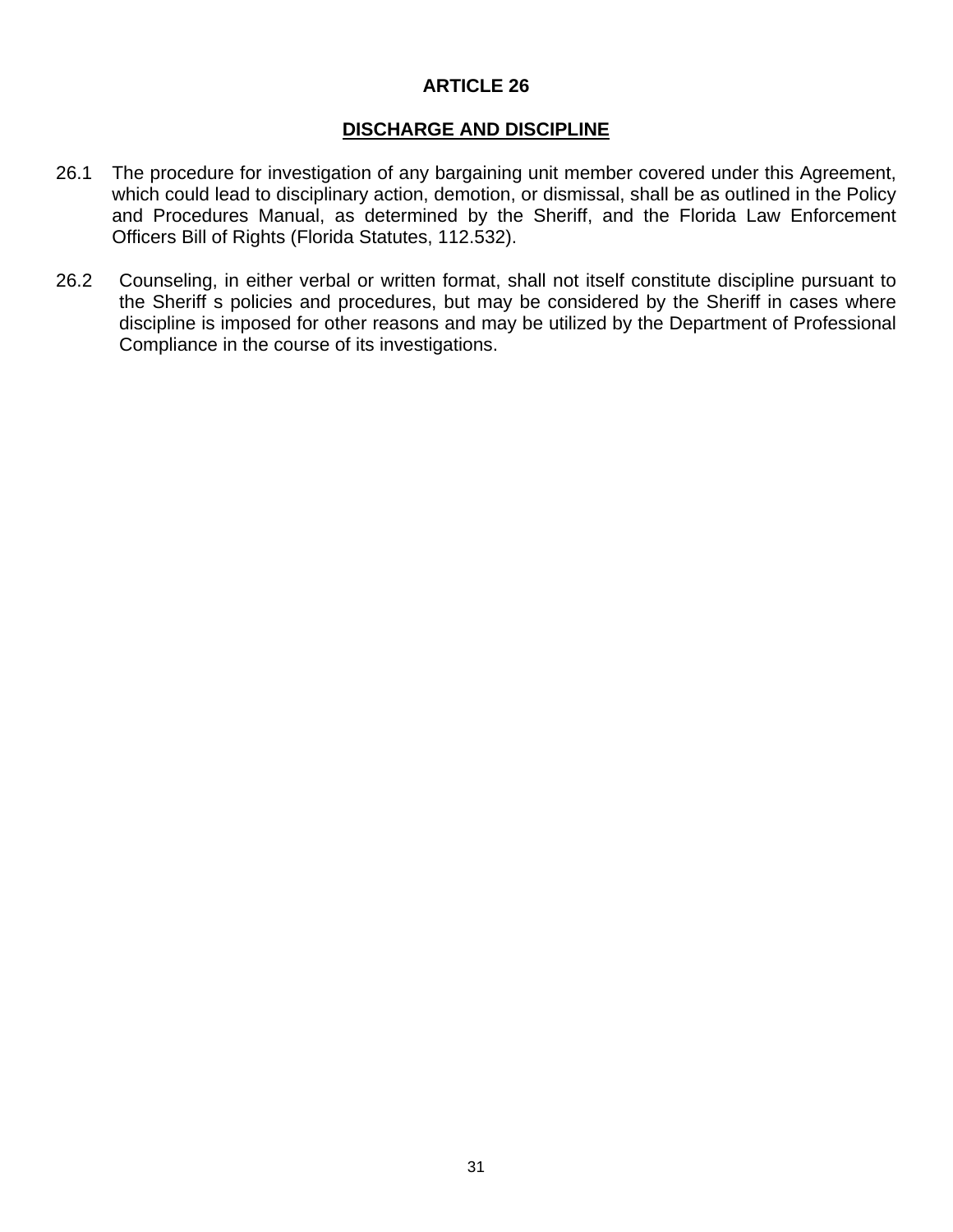# ARTICLE 26

## DISCHARGE AND DISCIPLINE

26.1 The procedure for investigation of any bargaining unit member covered under this Agreement, which could lead to disciplinary action, demotion, or dismissal, shall be as outlined in the Policy and Procedures Manual, as determined by the Sheriff, and the Florida Law Enforcement Officers Bill of Rights (Florida Statutes, 112.532).

26.2 Counseling, in either verbal or written format, shall not itself constitute discipline pursuant to the Sheriff s policies and procedures, but may be considered by the Sheriff in cases where discipline is imposed for other reasons and may be utilized by the Department of Professional Compliance in the course of its investigations.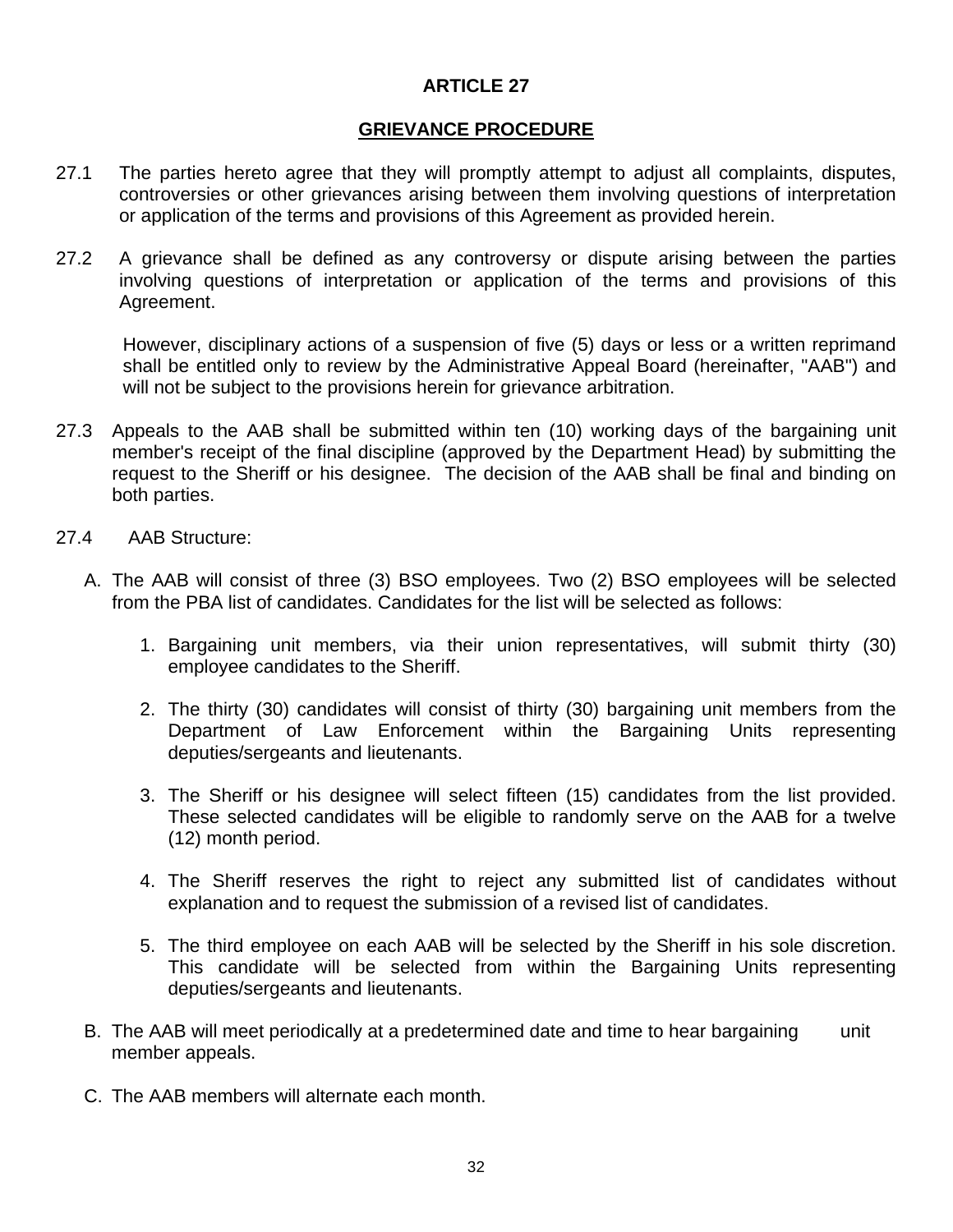# ARTICLE 27

## GRIEVANCE PROCEDURE

27.1 The parties hereto agree that they will promptly attempt to adjust all complaints, disputes, controversies or other grievances arising between them involving questions of interpretation or application of the terms and provisions of this Agreement as provided herein.

27.2 A grievance shall be defined as any controversy or dispute arising between the parties involving questions of interpretation or application of the terms and provisions of this Agreement.

However, disciplinary actions of a suspension of five (5) days or less or a written reprimand shall be entitled only to review by the Administrative Appeal Board (hereinafter, "AAB") and will not be subject to the provisions herein for grievance arbitration.

27.3 Appeals to the AAB shall be submitted within ten (10) working days of the bargaining unit member's receipt of the final discipline (approved by the Department Head) by submitting the request to the Sheriff or his designee. The decision of the AAB shall be final and binding on both parties.

27.4 AAB Structure:

A. The AAB will consist of three (3) BSO employees. Two (2) BSO employees will be selected from the PBA list of candidates. Candidates for the list will be selected as follows:

1. Bargaining unit members, via their union representatives, will submit thirty (30) employee candidates to the Sheriff.

2. The thirty (30) candidates will consist of thirty (30) bargaining unit members from the Department of Law Enforcement within the Bargaining Units representing deputies/sergeants and lieutenants.

3. The Sheriff or his designee will select fifteen (15) candidates from the list provided. These selected candidates will be eligible to randomly serve on the AAB for a twelve (12) month period.

4. The Sheriff reserves the right to reject any submitted list of candidates without explanation and to request the submission of a revised list of candidates.

5. The third employee on each AAB will be selected by the Sheriff in his sole discretion. This candidate will be selected from within the Bargaining Units representing deputies/sergeants and lieutenants.

B. The AAB will meet periodically at a predetermined date and time to hear bargaining unit member appeals.

C. The AAB members will alternate each month.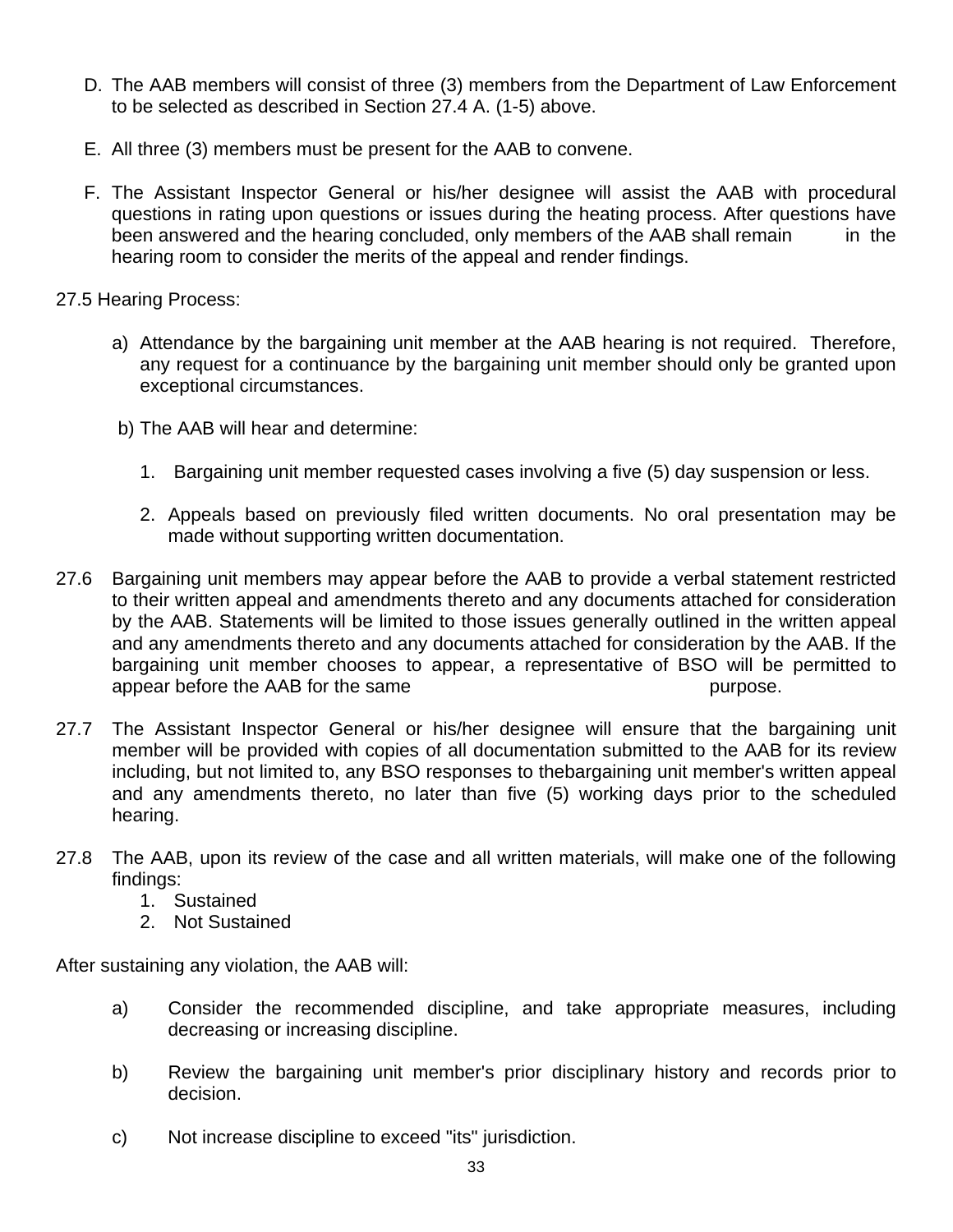D. The AAB members will consist of three (3) members from the Department of Law Enforcement to be selected as described in Section 27.4 A. (1-5) above.

E. All three (3) members must be present for the AAB to convene.

F. The Assistant Inspector General or his/her designee will assist the AAB with procedural questions in rating upon questions or issues during the heating process. After questions have been answered and the hearing concluded, only members of the AAB shall remain in the hearing room to consider the merits of the appeal and render findings.

27.5 Hearing Process:

a) Attendance by the bargaining unit member at the AAB hearing is not required. Therefore, any request for a continuance by the bargaining unit member should only be granted upon exceptional circumstances.

b) The AAB will hear and determine:

   1. Bargaining unit member requested cases involving a five (5) day suspension or less.

   2. Appeals based on previously filed written documents. No oral presentation may be made without supporting written documentation.

27.6 Bargaining unit members may appear before the AAB to provide a verbal statement restricted to their written appeal and amendments thereto and any documents attached for consideration by the AAB. Statements will be limited to those issues generally outlined in the written appeal and any amendments thereto and any documents attached for consideration by the AAB. If the bargaining unit member chooses to appear, a representative of BSO will be permitted to appear before the AAB for the same purpose.

27.7 The Assistant Inspector General or his/her designee will ensure that the bargaining unit member will be provided with copies of all documentation submitted to the AAB for its review including, but not limited to, any BSO responses to thebargaining unit member's written appeal and any amendments thereto, no later than five (5) working days prior to the scheduled hearing.

27.8 The AAB, upon its review of the case and all written materials, will make one of the following findings:

   1. Sustained
   2. Not Sustained

After sustaining any violation, the AAB will:

a) Consider the recommended discipline, and take appropriate measures, including decreasing or increasing discipline.

b) Review the bargaining unit member's prior disciplinary history and records prior to decision.

c) Not increase discipline to exceed "its" jurisdiction.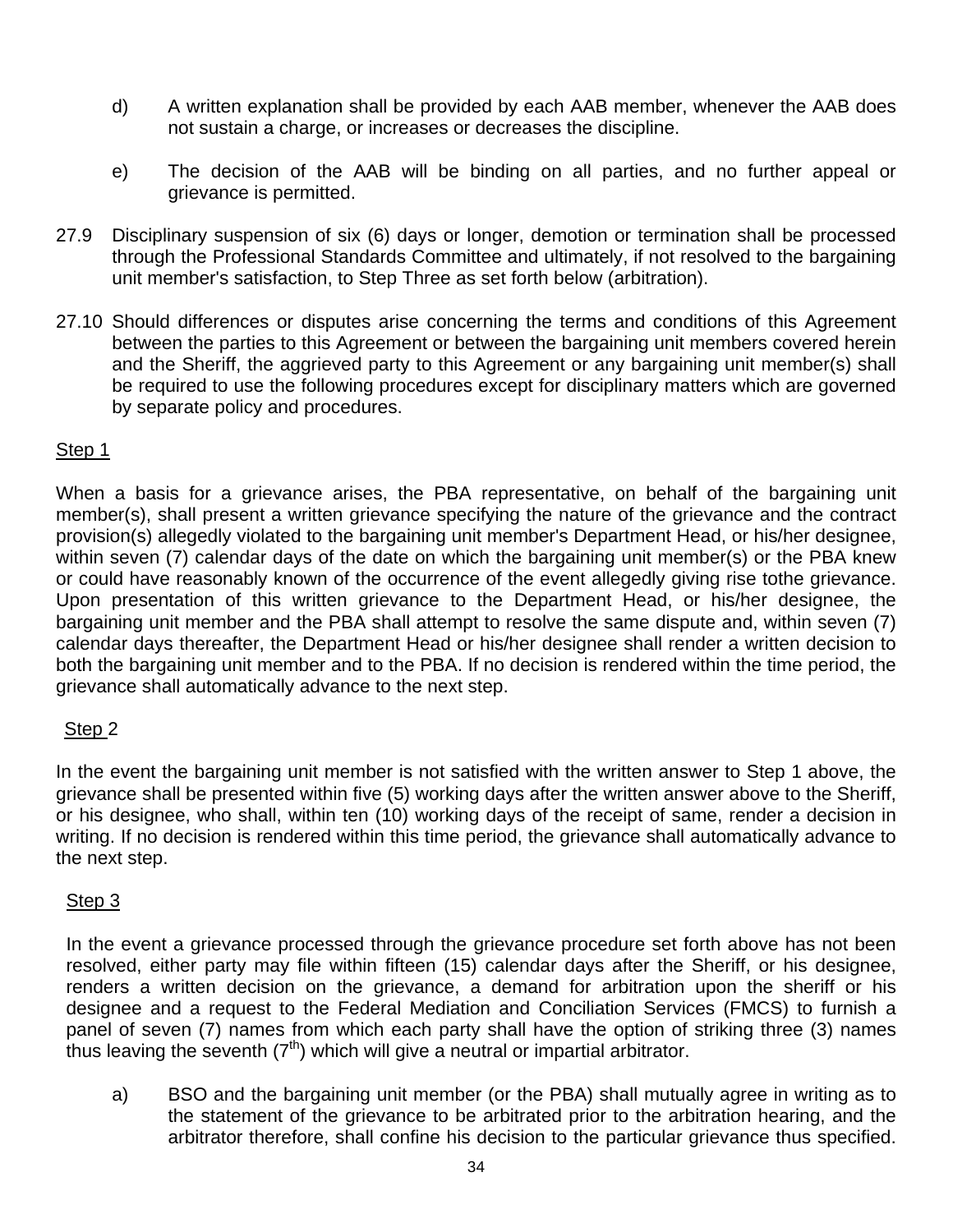d) A written explanation shall be provided by each AAB member, whenever the AAB does not sustain a charge, or increases or decreases the discipline.

e) The decision of the AAB will be binding on all parties, and no further appeal or grievance is permitted.

27.9 Disciplinary suspension of six (6) days or longer, demotion or termination shall be processed through the Professional Standards Committee and ultimately, if not resolved to the bargaining unit member's satisfaction, to Step Three as set forth below (arbitration).

27.10 Should differences or disputes arise concerning the terms and conditions of this Agreement between the parties to this Agreement or between the bargaining unit members covered herein and the Sheriff, the aggrieved party to this Agreement or any bargaining unit member(s) shall be required to use the following procedures except for disciplinary matters which are governed by separate policy and procedures.

Step 1

When a basis for a grievance arises, the PBA representative, on behalf of the bargaining unit member(s), shall present a written grievance specifying the nature of the grievance and the contract provision(s) allegedly violated to the bargaining unit member's Department Head, or his/her designee, within seven (7) calendar days of the date on which the bargaining unit member(s) or the PBA knew or could have reasonably known of the occurrence of the event allegedly giving rise tothe grievance. Upon presentation of this written grievance to the Department Head, or his/her designee, the bargaining unit member and the PBA shall attempt to resolve the same dispute and, within seven (7) calendar days thereafter, the Department Head or his/her designee shall render a written decision to both the bargaining unit member and to the PBA. If no decision is rendered within the time period, the grievance shall automatically advance to the next step.

Step 2

In the event the bargaining unit member is not satisfied with the written answer to Step 1 above, the grievance shall be presented within five (5) working days after the written answer above to the Sheriff, or his designee, who shall, within ten (10) working days of the receipt of same, render a decision in writing. If no decision is rendered within this time period, the grievance shall automatically advance to the next step.

Step 3

In the event a grievance processed through the grievance procedure set forth above has not been resolved, either party may file within fifteen (15) calendar days after the Sheriff, or his designee, renders a written decision on the grievance, a demand for arbitration upon the sheriff or his designee and a request to the Federal Mediation and Conciliation Services (FMCS) to furnish a panel of seven (7) names from which each party shall have the option of striking three (3) names thus leaving the seventh (7th) which will give a neutral or impartial arbitrator.

a) BSO and the bargaining unit member (or the PBA) shall mutually agree in writing as to the statement of the grievance to be arbitrated prior to the arbitration hearing, and the arbitrator therefore, shall confine his decision to the particular grievance thus specified.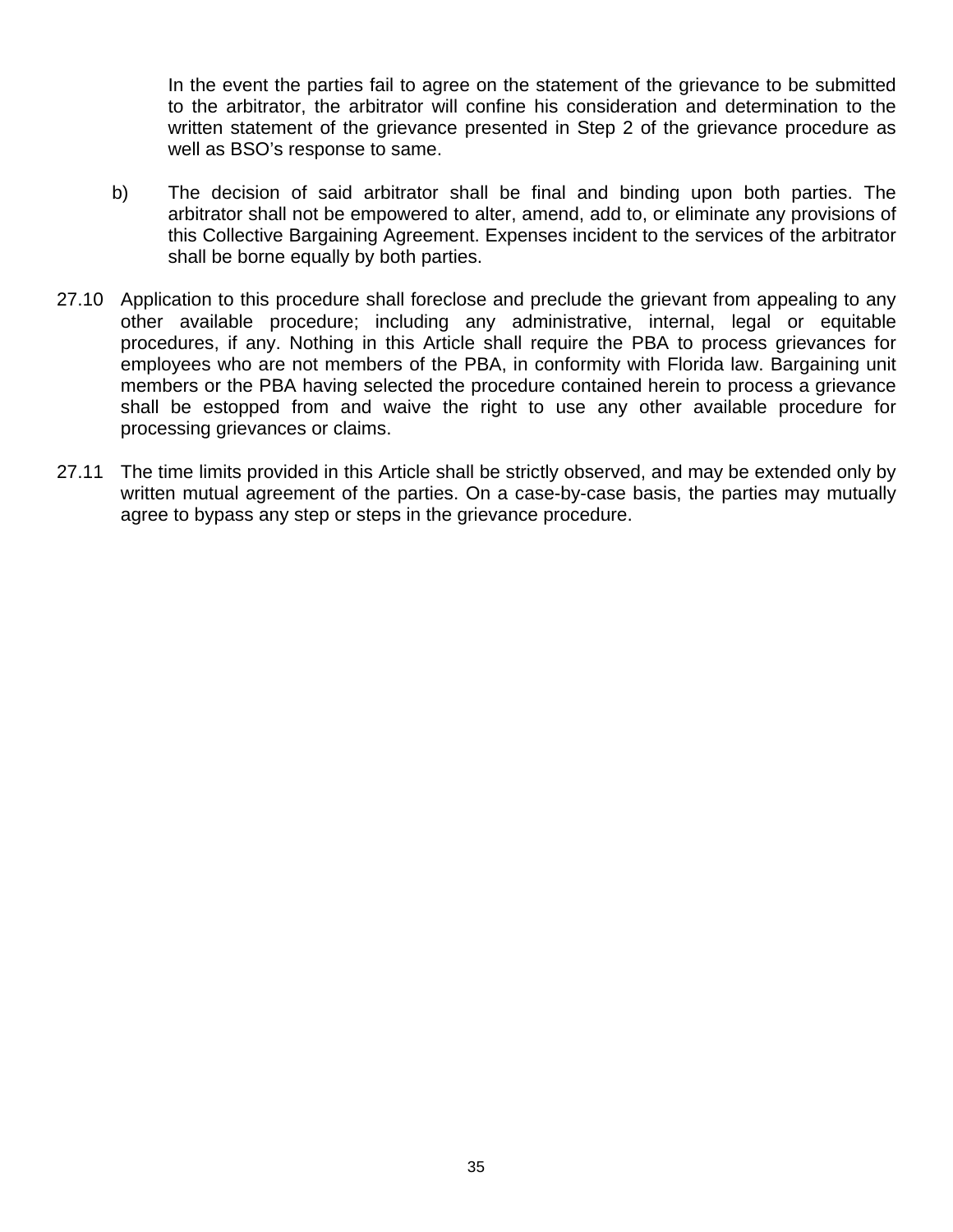In the event the parties fail to agree on the statement of the grievance to be submitted to the arbitrator, the arbitrator will confine his consideration and determination to the written statement of the grievance presented in Step 2 of the grievance procedure as well as BSO's response to same.

b) The decision of said arbitrator shall be final and binding upon both parties. The arbitrator shall not be empowered to alter, amend, add to, or eliminate any provisions of this Collective Bargaining Agreement. Expenses incident to the services of the arbitrator shall be borne equally by both parties.

27.10 Application to this procedure shall foreclose and preclude the grievant from appealing to any other available procedure; including any administrative, internal, legal or equitable procedures, if any. Nothing in this Article shall require the PBA to process grievances for employees who are not members of the PBA, in conformity with Florida law. Bargaining unit members or the PBA having selected the procedure contained herein to process a grievance shall be estopped from and waive the right to use any other available procedure for processing grievances or claims.

27.11 The time limits provided in this Article shall be strictly observed, and may be extended only by written mutual agreement of the parties. On a case-by-case basis, the parties may mutually agree to bypass any step or steps in the grievance procedure.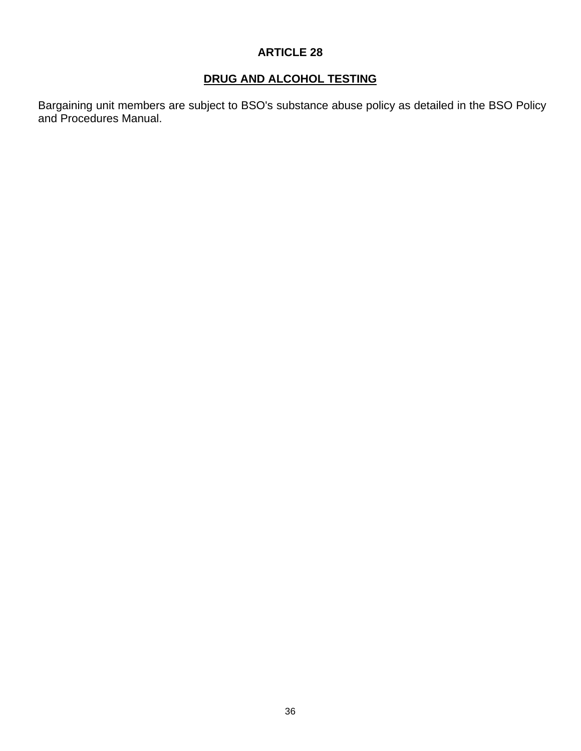## ARTICLE 28

## <u>DRUG AND ALCOHOL TESTING</u>

Bargaining unit members are subject to BSO's substance abuse policy as detailed in the BSO Policy and Procedures Manual.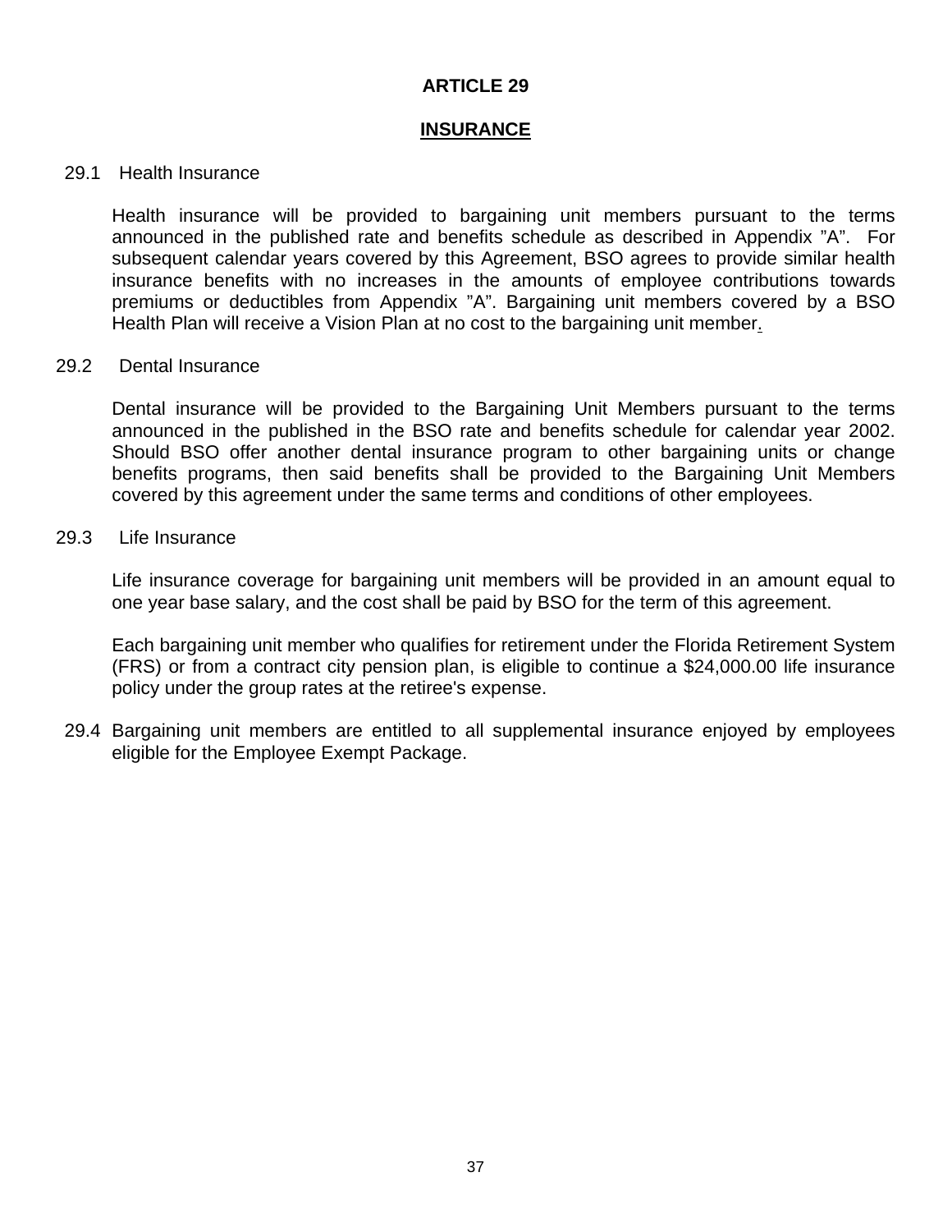# ARTICLE 29

## INSURANCE

29.1 Health Insurance

Health insurance will be provided to bargaining unit members pursuant to the terms announced in the published rate and benefits schedule as described in Appendix "A". For subsequent calendar years covered by this Agreement, BSO agrees to provide similar health insurance benefits with no increases in the amounts of employee contributions towards premiums or deductibles from Appendix "A". Bargaining unit members covered by a BSO Health Plan will receive a Vision Plan at no cost to the bargaining unit member.

29.2 Dental Insurance

Dental insurance will be provided to the Bargaining Unit Members pursuant to the terms announced in the published in the BSO rate and benefits schedule for calendar year 2002. Should BSO offer another dental insurance program to other bargaining units or change benefits programs, then said benefits shall be provided to the Bargaining Unit Members covered by this agreement under the same terms and conditions of other employees.

29.3 Life Insurance

Life insurance coverage for bargaining unit members will be provided in an amount equal to one year base salary, and the cost shall be paid by BSO for the term of this agreement.

Each bargaining unit member who qualifies for retirement under the Florida Retirement System (FRS) or from a contract city pension plan, is eligible to continue a $24,000.00 life insurance policy under the group rates at the retiree's expense.

29.4 Bargaining unit members are entitled to all supplemental insurance enjoyed by employees eligible for the Employee Exempt Package.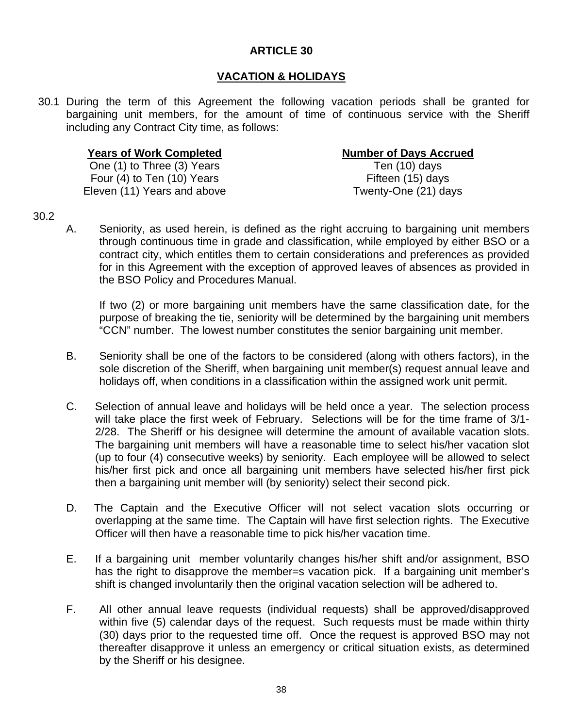# ARTICLE 30

## VACATION & HOLIDAYS

30.1 During the term of this Agreement the following vacation periods shall be granted for bargaining unit members, for the amount of time of continuous service with the Sheriff including any Contract City time, as follows:

| Years of Work Completed | Number of Days Accrued |
|---|---|
| One (1) to Three (3) Years | Ten (10) days |
| Four (4) to Ten (10) Years | Fifteen (15) days |
| Eleven (11) Years and above | Twenty-One (21) days |

30.2

A. Seniority, as used herein, is defined as the right accruing to bargaining unit members through continuous time in grade and classification, while employed by either BSO or a contract city, which entitles them to certain considerations and preferences as provided for in this Agreement with the exception of approved leaves of absences as provided in the BSO Policy and Procedures Manual.

If two (2) or more bargaining unit members have the same classification date, for the purpose of breaking the tie, seniority will be determined by the bargaining unit members "CCN" number. The lowest number constitutes the senior bargaining unit member.

B. Seniority shall be one of the factors to be considered (along with others factors), in the sole discretion of the Sheriff, when bargaining unit member(s) request annual leave and holidays off, when conditions in a classification within the assigned work unit permit.

C. Selection of annual leave and holidays will be held once a year. The selection process will take place the first week of February. Selections will be for the time frame of 3/1-2/28. The Sheriff or his designee will determine the amount of available vacation slots. The bargaining unit members will have a reasonable time to select his/her vacation slot (up to four (4) consecutive weeks) by seniority. Each employee will be allowed to select his/her first pick and once all bargaining unit members have selected his/her first pick then a bargaining unit member will (by seniority) select their second pick.

D. The Captain and the Executive Officer will not select vacation slots occurring or overlapping at the same time. The Captain will have first selection rights. The Executive Officer will then have a reasonable time to pick his/her vacation time.

E. If a bargaining unit member voluntarily changes his/her shift and/or assignment, BSO has the right to disapprove the member=s vacation pick. If a bargaining unit member's shift is changed involuntarily then the original vacation selection will be adhered to.

F. All other annual leave requests (individual requests) shall be approved/disapproved within five (5) calendar days of the request. Such requests must be made within thirty (30) days prior to the requested time off. Once the request is approved BSO may not thereafter disapprove it unless an emergency or critical situation exists, as determined by the Sheriff or his designee.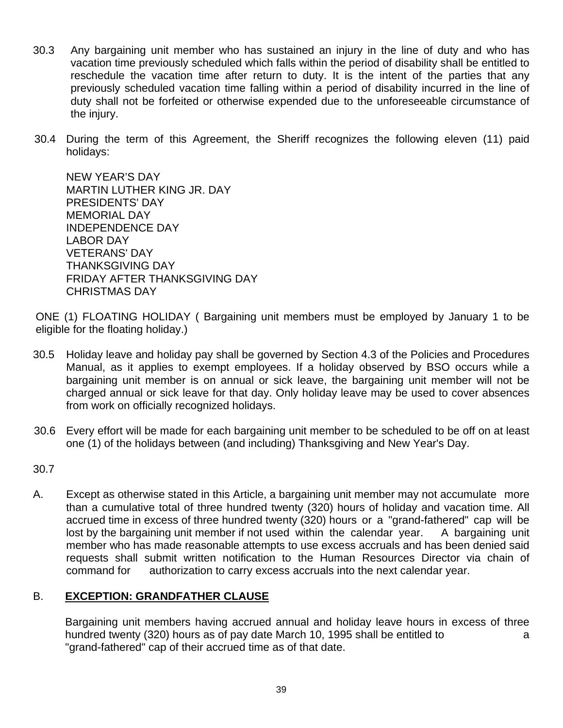30.3 Any bargaining unit member who has sustained an injury in the line of duty and who has vacation time previously scheduled which falls within the period of disability shall be entitled to reschedule the vacation time after return to duty. It is the intent of the parties that any previously scheduled vacation time falling within a period of disability incurred in the line of duty shall not be forfeited or otherwise expended due to the unforeseeable circumstance of the injury.

30.4 During the term of this Agreement, the Sheriff recognizes the following eleven (11) paid holidays:

NEW YEAR'S DAY
MARTIN LUTHER KING JR. DAY
PRESIDENTS' DAY
MEMORIAL DAY
INDEPENDENCE DAY
LABOR DAY
VETERANS' DAY
THANKSGIVING DAY
FRIDAY AFTER THANKSGIVING DAY
CHRISTMAS DAY

ONE (1) FLOATING HOLIDAY ( Bargaining unit members must be employed by January 1 to be eligible for the floating holiday.)

30.5 Holiday leave and holiday pay shall be governed by Section 4.3 of the Policies and Procedures Manual, as it applies to exempt employees. If a holiday observed by BSO occurs while a bargaining unit member is on annual or sick leave, the bargaining unit member will not be charged annual or sick leave for that day. Only holiday leave may be used to cover absences from work on officially recognized holidays.

30.6 Every effort will be made for each bargaining unit member to be scheduled to be off on at least one (1) of the holidays between (and including) Thanksgiving and New Year's Day.

30.7

A. Except as otherwise stated in this Article, a bargaining unit member may not accumulate more than a cumulative total of three hundred twenty (320) hours of holiday and vacation time. All accrued time in excess of three hundred twenty (320) hours or a "grand-fathered" cap will be lost by the bargaining unit member if not used within the calendar year. A bargaining unit member who has made reasonable attempts to use excess accruals and has been denied said requests shall submit written notification to the Human Resources Director via chain of command for authorization to carry excess accruals into the next calendar year.

B. **EXCEPTION: GRANDFATHER CLAUSE**

Bargaining unit members having accrued annual and holiday leave hours in excess of three hundred twenty (320) hours as of pay date March 10, 1995 shall be entitled to a "grand-fathered" cap of their accrued time as of that date.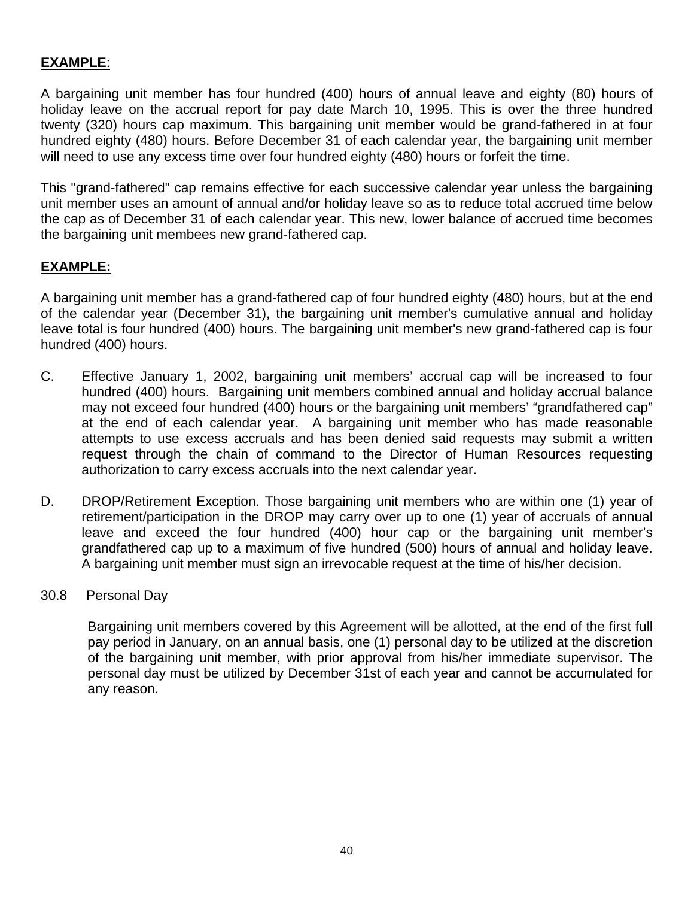**EXAMPLE**:

A bargaining unit member has four hundred (400) hours of annual leave and eighty (80) hours of holiday leave on the accrual report for pay date March 10, 1995. This is over the three hundred twenty (320) hours cap maximum. This bargaining unit member would be grand-fathered in at four hundred eighty (480) hours. Before December 31 of each calendar year, the bargaining unit member will need to use any excess time over four hundred eighty (480) hours or forfeit the time.

This "grand-fathered" cap remains effective for each successive calendar year unless the bargaining unit member uses an amount of annual and/or holiday leave so as to reduce total accrued time below the cap as of December 31 of each calendar year. This new, lower balance of accrued time becomes the bargaining unit membees new grand-fathered cap.

**EXAMPLE:**

A bargaining unit member has a grand-fathered cap of four hundred eighty (480) hours, but at the end of the calendar year (December 31), the bargaining unit member's cumulative annual and holiday leave total is four hundred (400) hours. The bargaining unit member's new grand-fathered cap is four hundred (400) hours.

C. Effective January 1, 2002, bargaining unit members' accrual cap will be increased to four hundred (400) hours. Bargaining unit members combined annual and holiday accrual balance may not exceed four hundred (400) hours or the bargaining unit members' "grandfathered cap" at the end of each calendar year. A bargaining unit member who has made reasonable attempts to use excess accruals and has been denied said requests may submit a written request through the chain of command to the Director of Human Resources requesting authorization to carry excess accruals into the next calendar year.

D. DROP/Retirement Exception. Those bargaining unit members who are within one (1) year of retirement/participation in the DROP may carry over up to one (1) year of accruals of annual leave and exceed the four hundred (400) hour cap or the bargaining unit member's grandfathered cap up to a maximum of five hundred (500) hours of annual and holiday leave. A bargaining unit member must sign an irrevocable request at the time of his/her decision.

30.8 Personal Day

Bargaining unit members covered by this Agreement will be allotted, at the end of the first full pay period in January, on an annual basis, one (1) personal day to be utilized at the discretion of the bargaining unit member, with prior approval from his/her immediate supervisor. The personal day must be utilized by December 31st of each year and cannot be accumulated for any reason.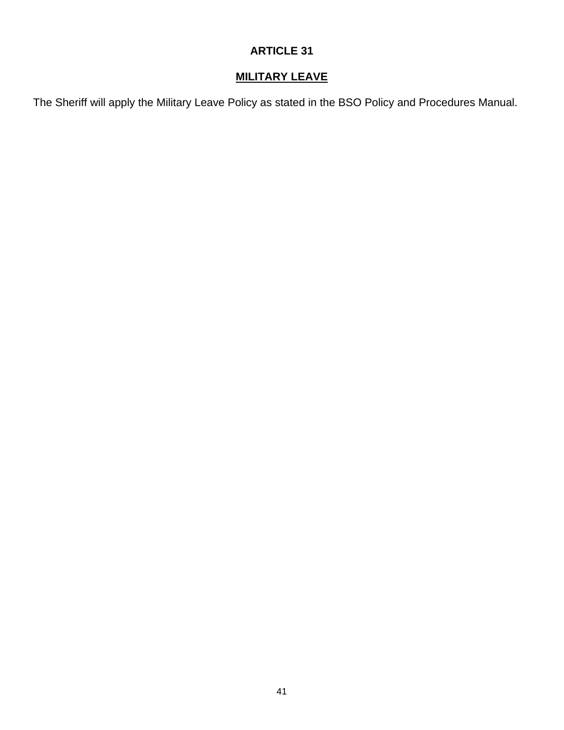# ARTICLE 31

## MILITARY LEAVE

The Sheriff will apply the Military Leave Policy as stated in the BSO Policy and Procedures Manual.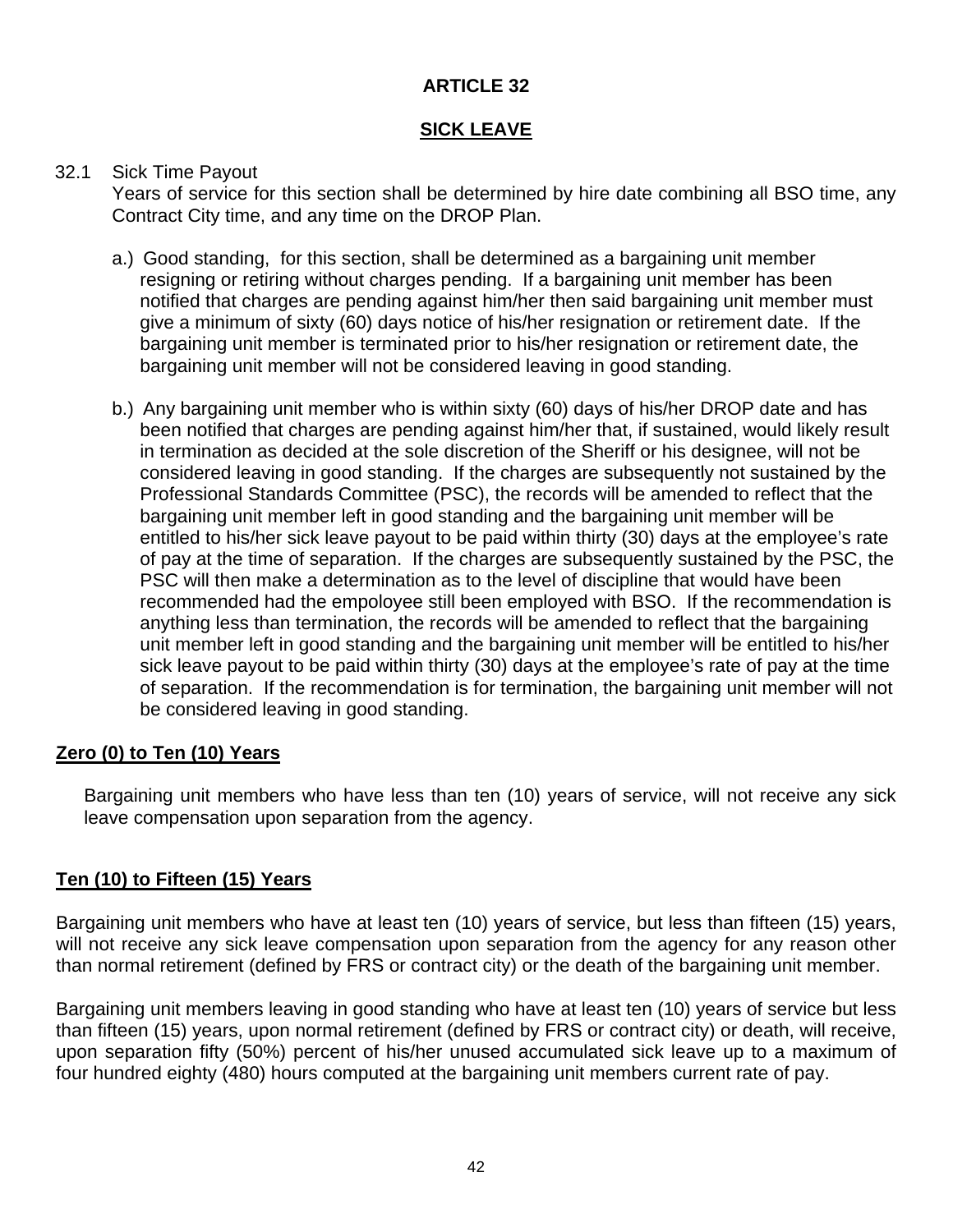# ARTICLE 32

## SICK LEAVE

32.1 Sick Time Payout

Years of service for this section shall be determined by hire date combining all BSO time, any Contract City time, and any time on the DROP Plan.

a.) Good standing, for this section, shall be determined as a bargaining unit member resigning or retiring without charges pending. If a bargaining unit member has been notified that charges are pending against him/her then said bargaining unit member must give a minimum of sixty (60) days notice of his/her resignation or retirement date. If the bargaining unit member is terminated prior to his/her resignation or retirement date, the bargaining unit member will not be considered leaving in good standing.

b.) Any bargaining unit member who is within sixty (60) days of his/her DROP date and has been notified that charges are pending against him/her that, if sustained, would likely result in termination as decided at the sole discretion of the Sheriff or his designee, will not be considered leaving in good standing. If the charges are subsequently not sustained by the Professional Standards Committee (PSC), the records will be amended to reflect that the bargaining unit member left in good standing and the bargaining unit member will be entitled to his/her sick leave payout to be paid within thirty (30) days at the employee's rate of pay at the time of separation. If the charges are subsequently sustained by the PSC, the PSC will then make a determination as to the level of discipline that would have been recommended had the empoloyee still been employed with BSO. If the recommendation is anything less than termination, the records will be amended to reflect that the bargaining unit member left in good standing and the bargaining unit member will be entitled to his/her sick leave payout to be paid within thirty (30) days at the employee's rate of pay at the time of separation. If the recommendation is for termination, the bargaining unit member will not be considered leaving in good standing.

**Zero (0) to Ten (10) Years**

Bargaining unit members who have less than ten (10) years of service, will not receive any sick leave compensation upon separation from the agency.

**Ten (10) to Fifteen (15) Years**

Bargaining unit members who have at least ten (10) years of service, but less than fifteen (15) years, will not receive any sick leave compensation upon separation from the agency for any reason other than normal retirement (defined by FRS or contract city) or the death of the bargaining unit member.

Bargaining unit members leaving in good standing who have at least ten (10) years of service but less than fifteen (15) years, upon normal retirement (defined by FRS or contract city) or death, will receive, upon separation fifty (50%) percent of his/her unused accumulated sick leave up to a maximum of four hundred eighty (480) hours computed at the bargaining unit members current rate of pay.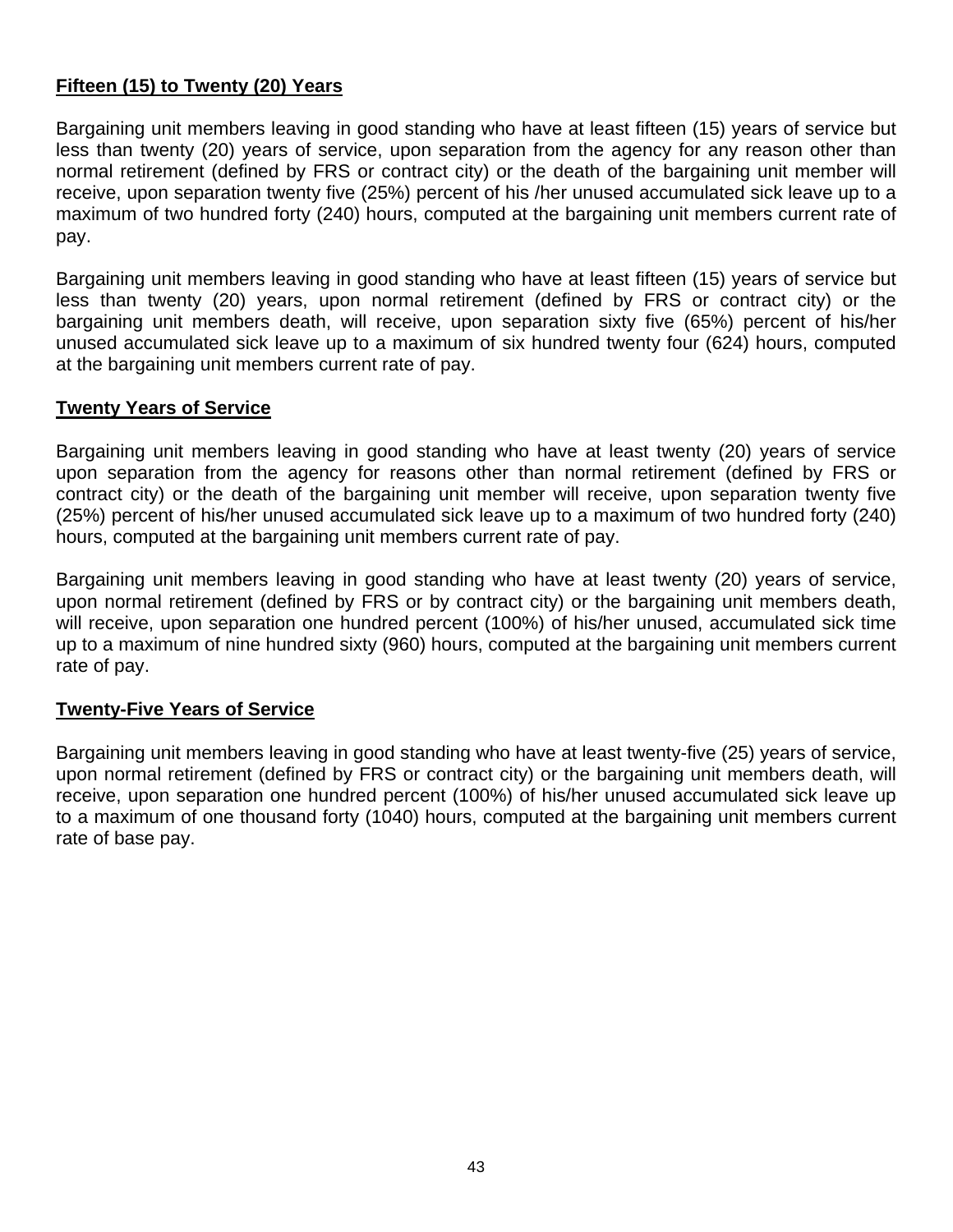**Fifteen (15) to Twenty (20) Years**

Bargaining unit members leaving in good standing who have at least fifteen (15) years of service but less than twenty (20) years of service, upon separation from the agency for any reason other than normal retirement (defined by FRS or contract city) or the death of the bargaining unit member will receive, upon separation twenty five (25%) percent of his /her unused accumulated sick leave up to a maximum of two hundred forty (240) hours, computed at the bargaining unit members current rate of pay.

Bargaining unit members leaving in good standing who have at least fifteen (15) years of service but less than twenty (20) years, upon normal retirement (defined by FRS or contract city) or the bargaining unit members death, will receive, upon separation sixty five (65%) percent of his/her unused accumulated sick leave up to a maximum of six hundred twenty four (624) hours, computed at the bargaining unit members current rate of pay.

**Twenty Years of Service**

Bargaining unit members leaving in good standing who have at least twenty (20) years of service upon separation from the agency for reasons other than normal retirement (defined by FRS or contract city) or the death of the bargaining unit member will receive, upon separation twenty five (25%) percent of his/her unused accumulated sick leave up to a maximum of two hundred forty (240) hours, computed at the bargaining unit members current rate of pay.

Bargaining unit members leaving in good standing who have at least twenty (20) years of service, upon normal retirement (defined by FRS or by contract city) or the bargaining unit members death, will receive, upon separation one hundred percent (100%) of his/her unused, accumulated sick time up to a maximum of nine hundred sixty (960) hours, computed at the bargaining unit members current rate of pay.

**Twenty-Five Years of Service**

Bargaining unit members leaving in good standing who have at least twenty-five (25) years of service, upon normal retirement (defined by FRS or contract city) or the bargaining unit members death, will receive, upon separation one hundred percent (100%) of his/her unused accumulated sick leave up to a maximum of one thousand forty (1040) hours, computed at the bargaining unit members current rate of base pay.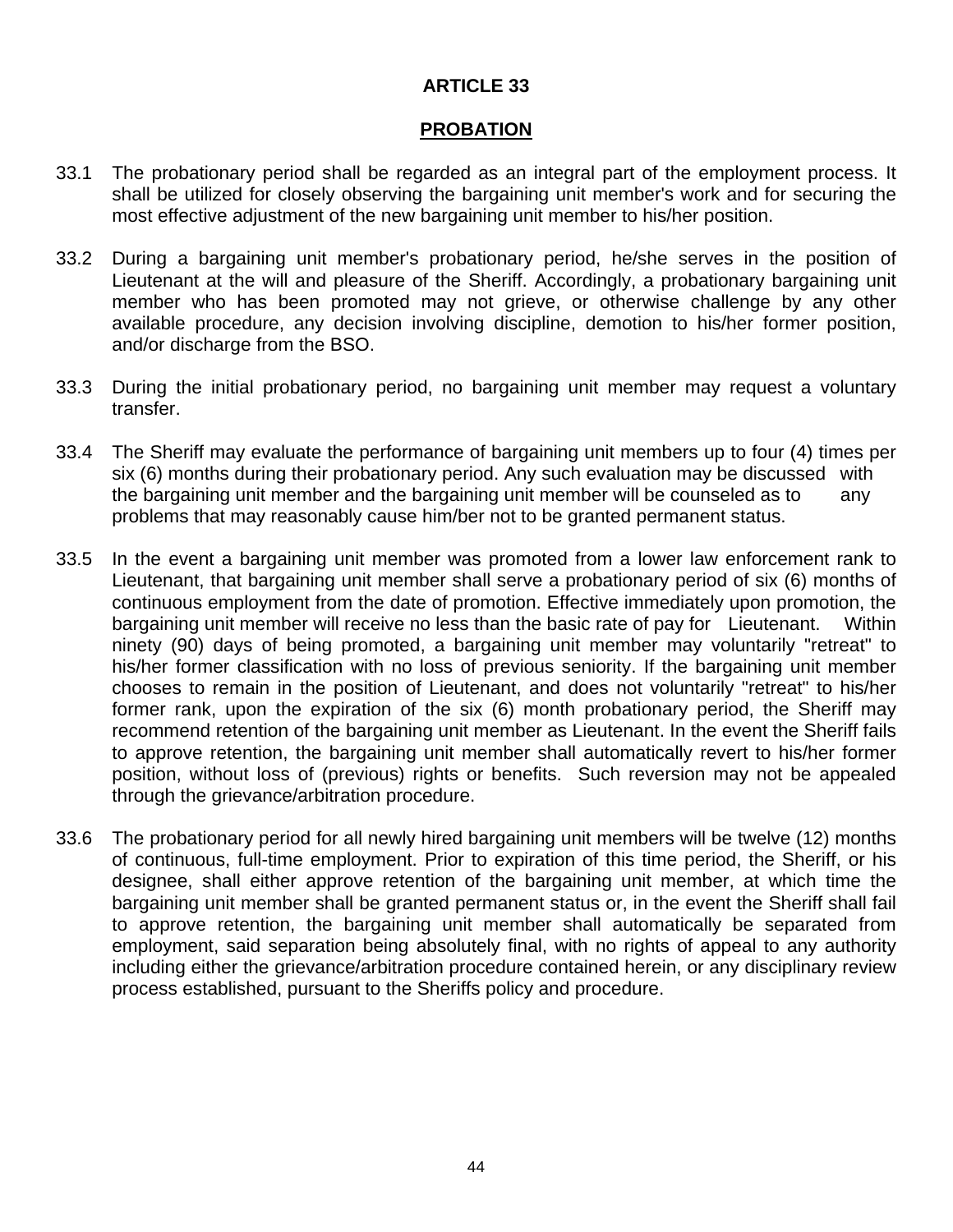# ARTICLE 33

## PROBATION

33.1 The probationary period shall be regarded as an integral part of the employment process. It shall be utilized for closely observing the bargaining unit member's work and for securing the most effective adjustment of the new bargaining unit member to his/her position.

33.2 During a bargaining unit member's probationary period, he/she serves in the position of Lieutenant at the will and pleasure of the Sheriff. Accordingly, a probationary bargaining unit member who has been promoted may not grieve, or otherwise challenge by any other available procedure, any decision involving discipline, demotion to his/her former position, and/or discharge from the BSO.

33.3 During the initial probationary period, no bargaining unit member may request a voluntary transfer.

33.4 The Sheriff may evaluate the performance of bargaining unit members up to four (4) times per six (6) months during their probationary period. Any such evaluation may be discussed with the bargaining unit member and the bargaining unit member will be counseled as to any problems that may reasonably cause him/ber not to be granted permanent status.

33.5 In the event a bargaining unit member was promoted from a lower law enforcement rank to Lieutenant, that bargaining unit member shall serve a probationary period of six (6) months of continuous employment from the date of promotion. Effective immediately upon promotion, the bargaining unit member will receive no less than the basic rate of pay for Lieutenant. Within ninety (90) days of being promoted, a bargaining unit member may voluntarily "retreat" to his/her former classification with no loss of previous seniority. If the bargaining unit member chooses to remain in the position of Lieutenant, and does not voluntarily "retreat" to his/her former rank, upon the expiration of the six (6) month probationary period, the Sheriff may recommend retention of the bargaining unit member as Lieutenant. In the event the Sheriff fails to approve retention, the bargaining unit member shall automatically revert to his/her former position, without loss of (previous) rights or benefits. Such reversion may not be appealed through the grievance/arbitration procedure.

33.6 The probationary period for all newly hired bargaining unit members will be twelve (12) months of continuous, full-time employment. Prior to expiration of this time period, the Sheriff, or his designee, shall either approve retention of the bargaining unit member, at which time the bargaining unit member shall be granted permanent status or, in the event the Sheriff shall fail to approve retention, the bargaining unit member shall automatically be separated from employment, said separation being absolutely final, with no rights of appeal to any authority including either the grievance/arbitration procedure contained herein, or any disciplinary review process established, pursuant to the Sheriffs policy and procedure.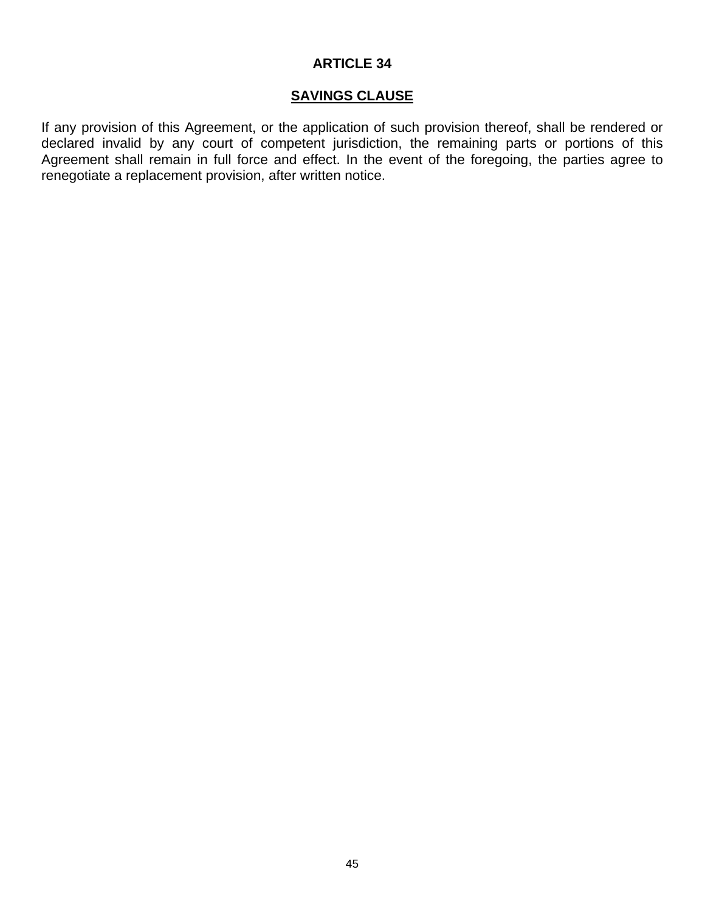## ARTICLE 34

## SAVINGS CLAUSE

If any provision of this Agreement, or the application of such provision thereof, shall be rendered or declared invalid by any court of competent jurisdiction, the remaining parts or portions of this Agreement shall remain in full force and effect. In the event of the foregoing, the parties agree to renegotiate a replacement provision, after written notice.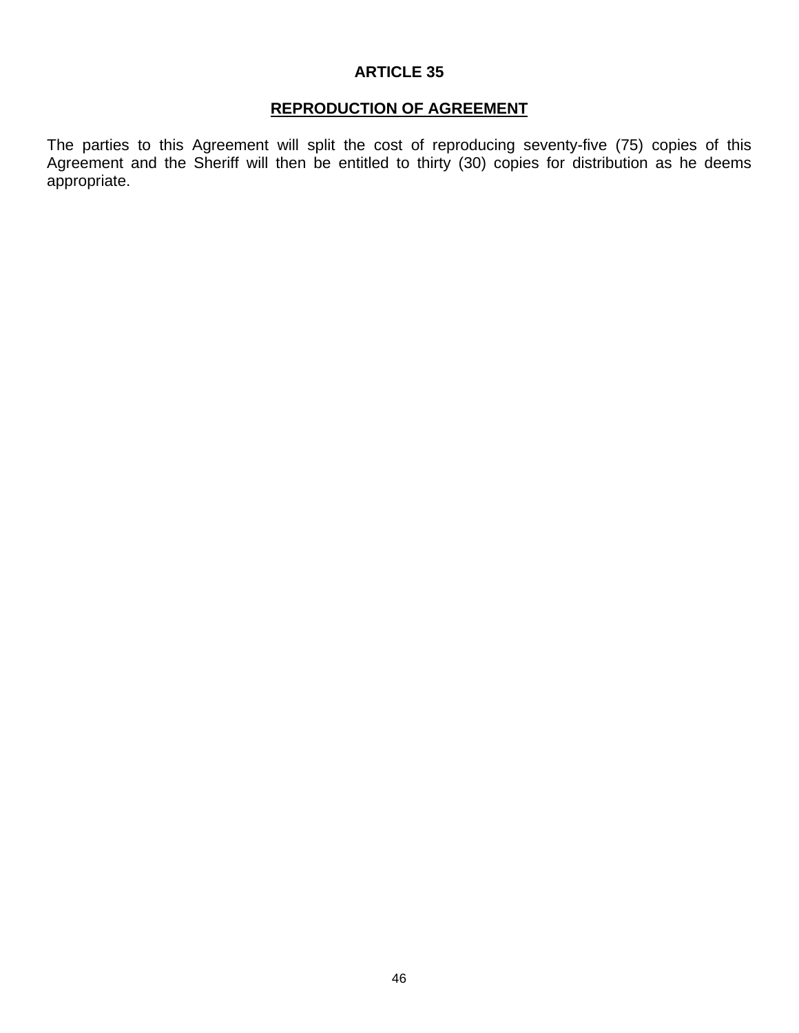# ARTICLE 35

## REPRODUCTION OF AGREEMENT

The parties to this Agreement will split the cost of reproducing seventy-five (75) copies of this Agreement and the Sheriff will then be entitled to thirty (30) copies for distribution as he deems appropriate.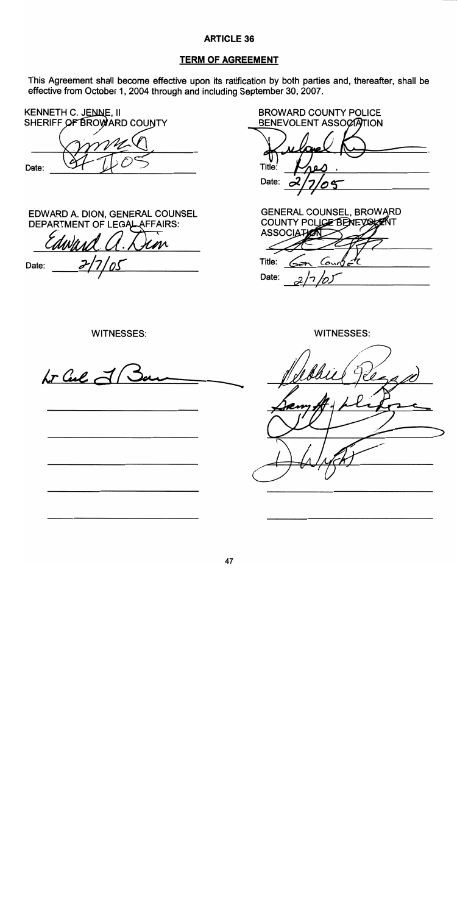# ARTICLE 36

## TERM OF AGREEMENT

This Agreement shall become effective upon its ratification by both parties and, thereafter, shall be effective from October 1, 2004 through and including September 30, 2007.

KENNETH C. JENNE, II
SHERIFF OF BROWARD COUNTY

Date: 2/7/05

BROWARD COUNTY POLICE BENEVOLENT ASSOCIATION

Title: Pres.

Date: 2/7/05

EDWARD A. DION, GENERAL COUNSEL
DEPARTMENT OF LEGAL AFFAIRS:

Edward A. Dion

Date: 2/7/05

GENERAL COUNSEL, BROWARD COUNTY POLICE BENEVOLENT ASSOCIATION

Title: Gen Counsel

Date: 2/7/05

WITNESSES:

WITNESSES: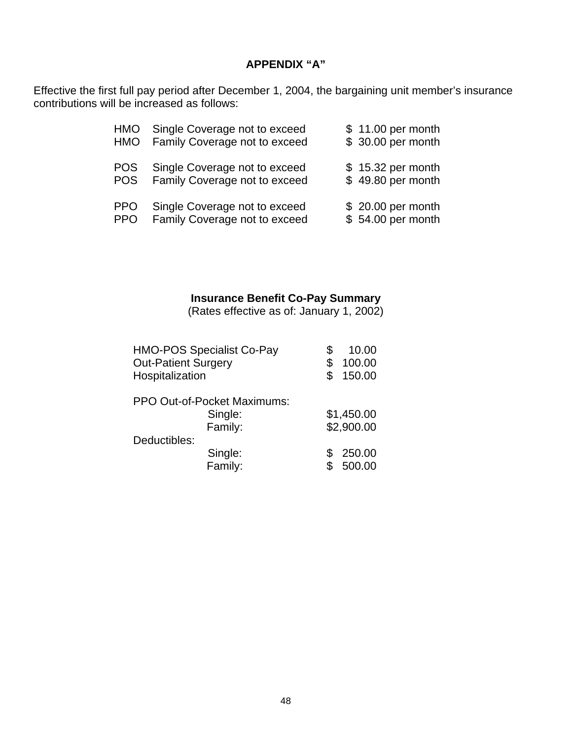# APPENDIX "A"

Effective the first full pay period after December 1, 2004, the bargaining unit member's insurance contributions will be increased as follows:

| | | |
|---|---|---|
| HMO | Single Coverage not to exceed | $ 11.00 per month |
| HMO | Family Coverage not to exceed | $ 30.00 per month |
| POS | Single Coverage not to exceed | $ 15.32 per month |
| POS | Family Coverage not to exceed | $ 49.80 per month |
| PPO | Single Coverage not to exceed | $ 20.00 per month |
| PPO | Family Coverage not to exceed | $ 54.00 per month |

## Insurance Benefit Co-Pay Summary

(Rates effective as of: January 1, 2002)

| | |
|---|---|
| HMO-POS Specialist Co-Pay | $ 10.00 |
| Out-Patient Surgery | $ 100.00 |
| Hospitalization | $ 150.00 |
| PPO Out-of-Pocket Maximums: | |
| Single: | $1,450.00 |
| Family: | $2,900.00 |
| Deductibles: | |
| Single: | $ 250.00 |
| Family: | $ 500.00 |